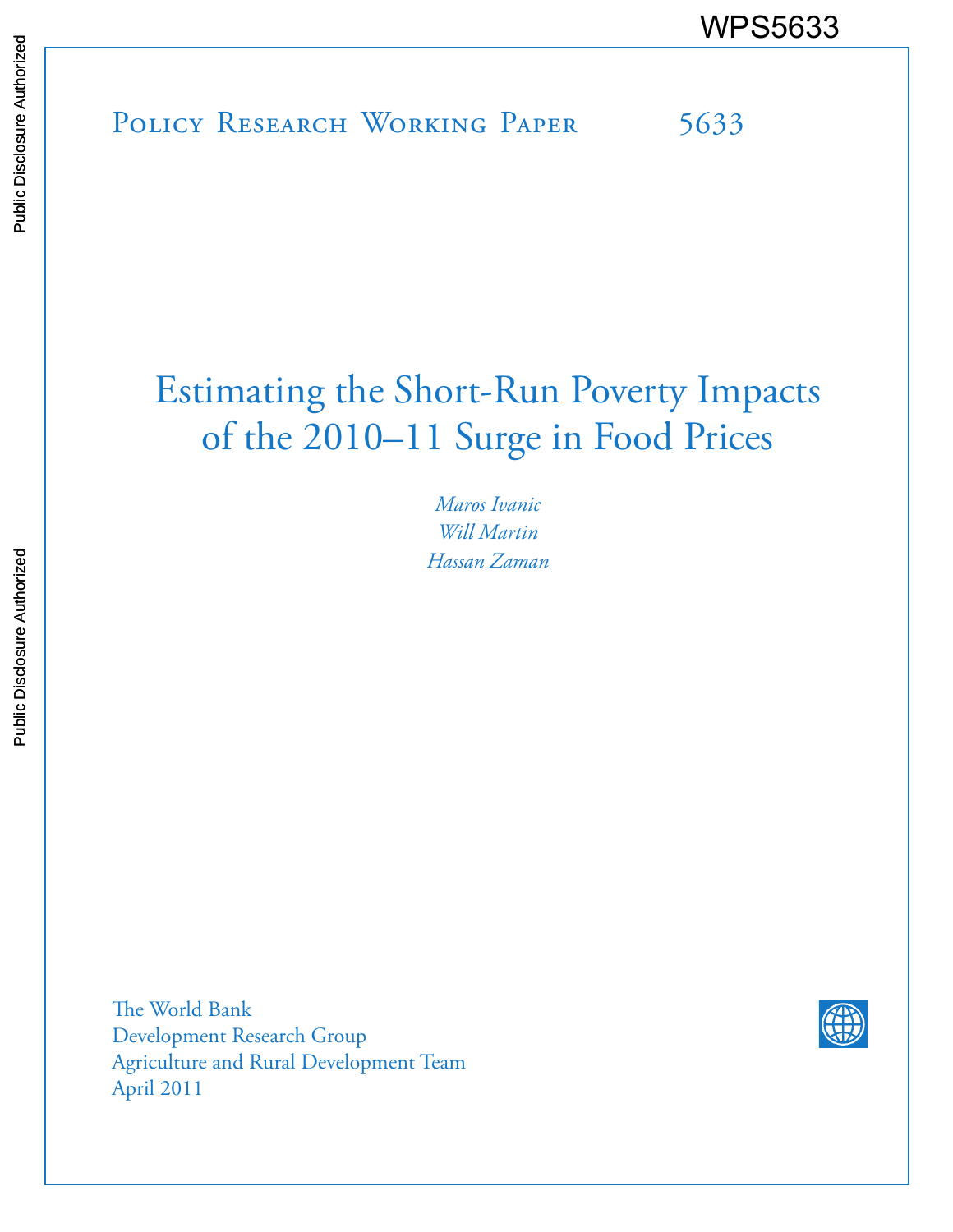WPS5633

Policy Research Working Paper 5633

# Estimating the Short-Run Poverty Impacts of the 2010–11 Surge in Food Prices

*Maros Ivanic*
*Will Martin*
*Hassan Zaman*

The World Bank
Development Research Group
Agriculture and Rural Development Team
April 2011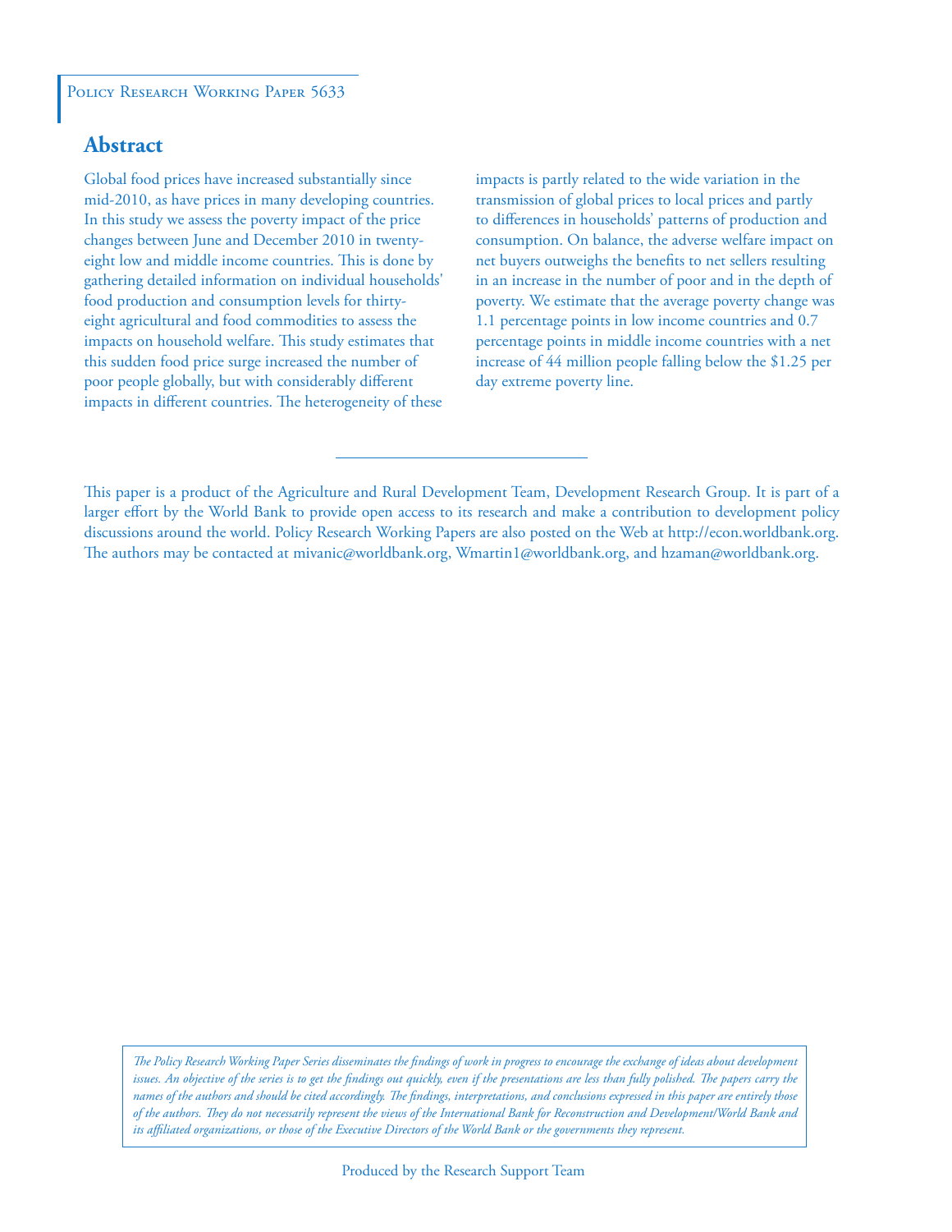Policy Research Working Paper 5633

## Abstract

Global food prices have increased substantially since mid-2010, as have prices in many developing countries. In this study we assess the poverty impact of the price changes between June and December 2010 in twenty-eight low and middle income countries. This is done by gathering detailed information on individual households' food production and consumption levels for thirty-eight agricultural and food commodities to assess the impacts on household welfare. This study estimates that this sudden food price surge increased the number of poor people globally, but with considerably different impacts in different countries. The heterogeneity of these impacts is partly related to the wide variation in the transmission of global prices to local prices and partly to differences in households' patterns of production and consumption. On balance, the adverse welfare impact on net buyers outweighs the benefits to net sellers resulting in an increase in the number of poor and in the depth of poverty. We estimate that the average poverty change was 1.1 percentage points in low income countries and 0.7 percentage points in middle income countries with a net increase of 44 million people falling below the $1.25 per day extreme poverty line.

This paper is a product of the Agriculture and Rural Development Team, Development Research Group. It is part of a larger effort by the World Bank to provide open access to its research and make a contribution to development policy discussions around the world. Policy Research Working Papers are also posted on the Web at http://econ.worldbank.org. The authors may be contacted at mivanic@worldbank.org, Wmartin1@worldbank.org, and hzaman@worldbank.org.

*The Policy Research Working Paper Series disseminates the findings of work in progress to encourage the exchange of ideas about development issues. An objective of the series is to get the findings out quickly, even if the presentations are less than fully polished. The papers carry the names of the authors and should be cited accordingly. The findings, interpretations, and conclusions expressed in this paper are entirely those of the authors. They do not necessarily represent the views of the International Bank for Reconstruction and Development/World Bank and its affiliated organizations, or those of the Executive Directors of the World Bank or the governments they represent.*

Produced by the Research Support Team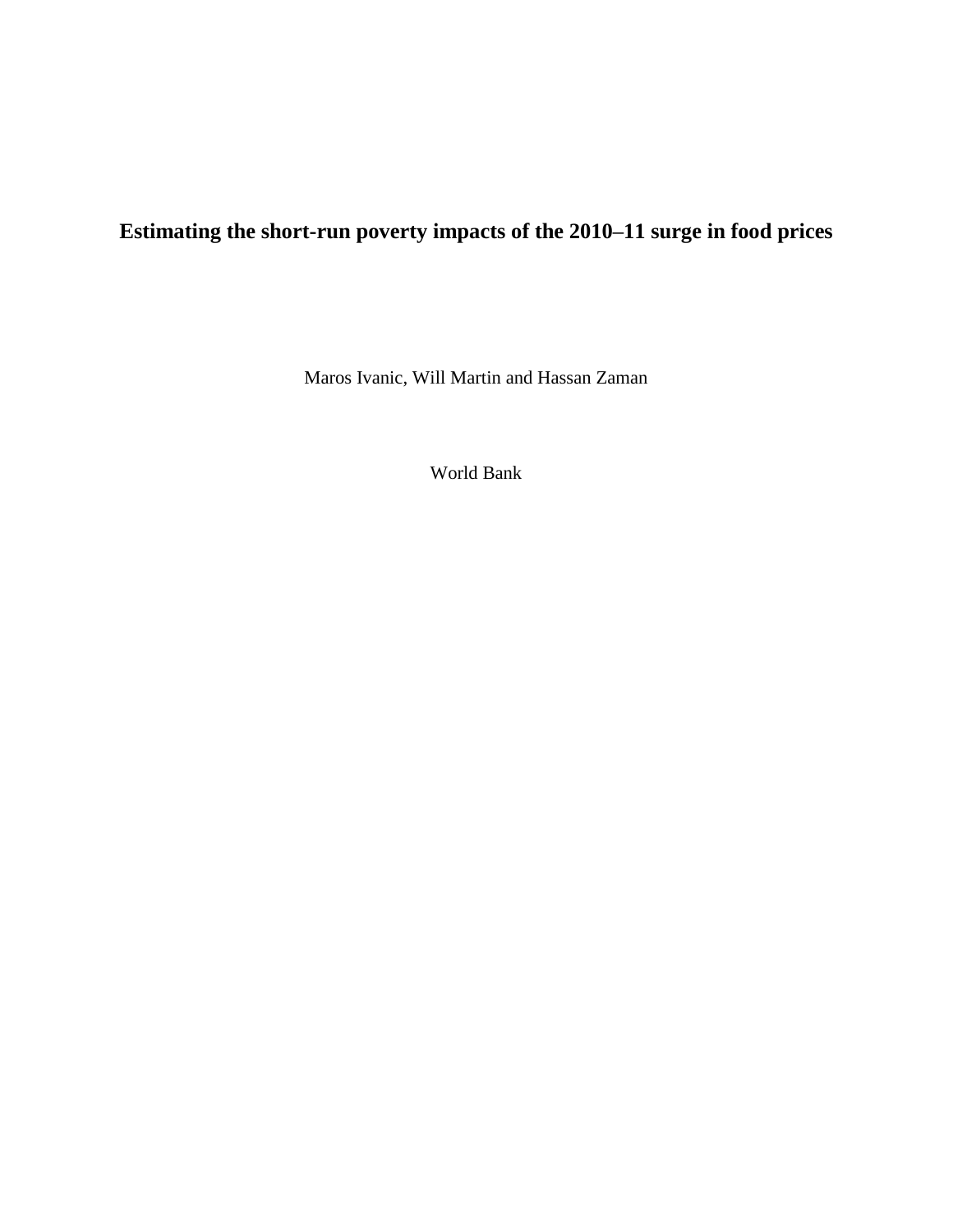# Estimating the short-run poverty impacts of the 2010–11 surge in food prices

Maros Ivanic, Will Martin and Hassan Zaman

World Bank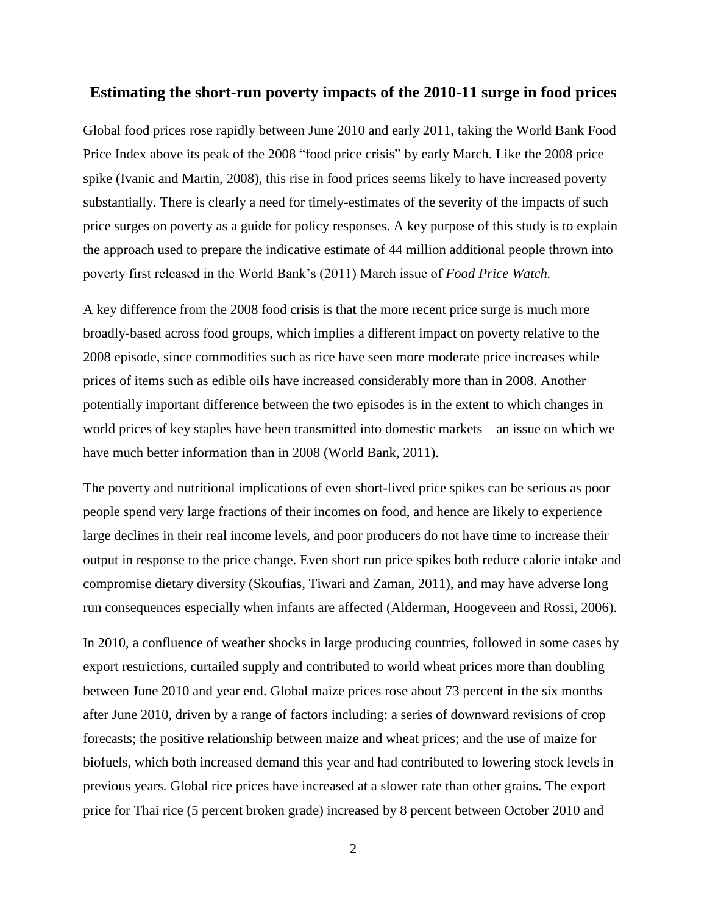## Estimating the short-run poverty impacts of the 2010-11 surge in food prices

Global food prices rose rapidly between June 2010 and early 2011, taking the World Bank Food Price Index above its peak of the 2008 "food price crisis" by early March. Like the 2008 price spike (Ivanic and Martin, 2008), this rise in food prices seems likely to have increased poverty substantially. There is clearly a need for timely-estimates of the severity of the impacts of such price surges on poverty as a guide for policy responses. A key purpose of this study is to explain the approach used to prepare the indicative estimate of 44 million additional people thrown into poverty first released in the World Bank's (2011) March issue of *Food Price Watch.*

A key difference from the 2008 food crisis is that the more recent price surge is much more broadly-based across food groups, which implies a different impact on poverty relative to the 2008 episode, since commodities such as rice have seen more moderate price increases while prices of items such as edible oils have increased considerably more than in 2008. Another potentially important difference between the two episodes is in the extent to which changes in world prices of key staples have been transmitted into domestic markets—an issue on which we have much better information than in 2008 (World Bank, 2011).

The poverty and nutritional implications of even short-lived price spikes can be serious as poor people spend very large fractions of their incomes on food, and hence are likely to experience large declines in their real income levels, and poor producers do not have time to increase their output in response to the price change. Even short run price spikes both reduce calorie intake and compromise dietary diversity (Skoufias, Tiwari and Zaman, 2011), and may have adverse long run consequences especially when infants are affected (Alderman, Hoogeveen and Rossi, 2006).

In 2010, a confluence of weather shocks in large producing countries, followed in some cases by export restrictions, curtailed supply and contributed to world wheat prices more than doubling between June 2010 and year end. Global maize prices rose about 73 percent in the six months after June 2010, driven by a range of factors including: a series of downward revisions of crop forecasts; the positive relationship between maize and wheat prices; and the use of maize for biofuels, which both increased demand this year and had contributed to lowering stock levels in previous years. Global rice prices have increased at a slower rate than other grains. The export price for Thai rice (5 percent broken grade) increased by 8 percent between October 2010 and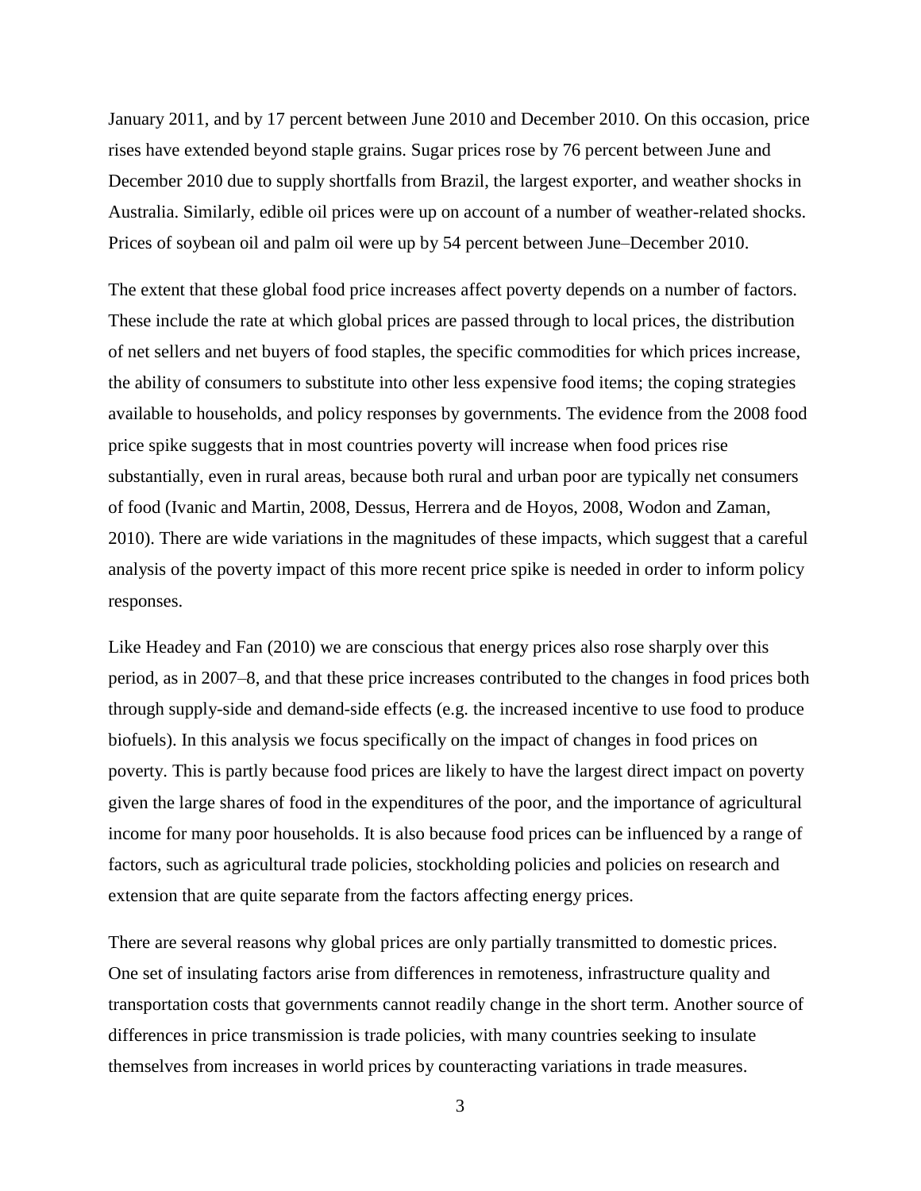January 2011, and by 17 percent between June 2010 and December 2010. On this occasion, price rises have extended beyond staple grains. Sugar prices rose by 76 percent between June and December 2010 due to supply shortfalls from Brazil, the largest exporter, and weather shocks in Australia. Similarly, edible oil prices were up on account of a number of weather-related shocks. Prices of soybean oil and palm oil were up by 54 percent between June–December 2010.

The extent that these global food price increases affect poverty depends on a number of factors. These include the rate at which global prices are passed through to local prices, the distribution of net sellers and net buyers of food staples, the specific commodities for which prices increase, the ability of consumers to substitute into other less expensive food items; the coping strategies available to households, and policy responses by governments. The evidence from the 2008 food price spike suggests that in most countries poverty will increase when food prices rise substantially, even in rural areas, because both rural and urban poor are typically net consumers of food (Ivanic and Martin, 2008, Dessus, Herrera and de Hoyos, 2008, Wodon and Zaman, 2010). There are wide variations in the magnitudes of these impacts, which suggest that a careful analysis of the poverty impact of this more recent price spike is needed in order to inform policy responses.

Like Headey and Fan (2010) we are conscious that energy prices also rose sharply over this period, as in 2007–8, and that these price increases contributed to the changes in food prices both through supply-side and demand-side effects (e.g. the increased incentive to use food to produce biofuels). In this analysis we focus specifically on the impact of changes in food prices on poverty. This is partly because food prices are likely to have the largest direct impact on poverty given the large shares of food in the expenditures of the poor, and the importance of agricultural income for many poor households. It is also because food prices can be influenced by a range of factors, such as agricultural trade policies, stockholding policies and policies on research and extension that are quite separate from the factors affecting energy prices.

There are several reasons why global prices are only partially transmitted to domestic prices. One set of insulating factors arise from differences in remoteness, infrastructure quality and transportation costs that governments cannot readily change in the short term. Another source of differences in price transmission is trade policies, with many countries seeking to insulate themselves from increases in world prices by counteracting variations in trade measures.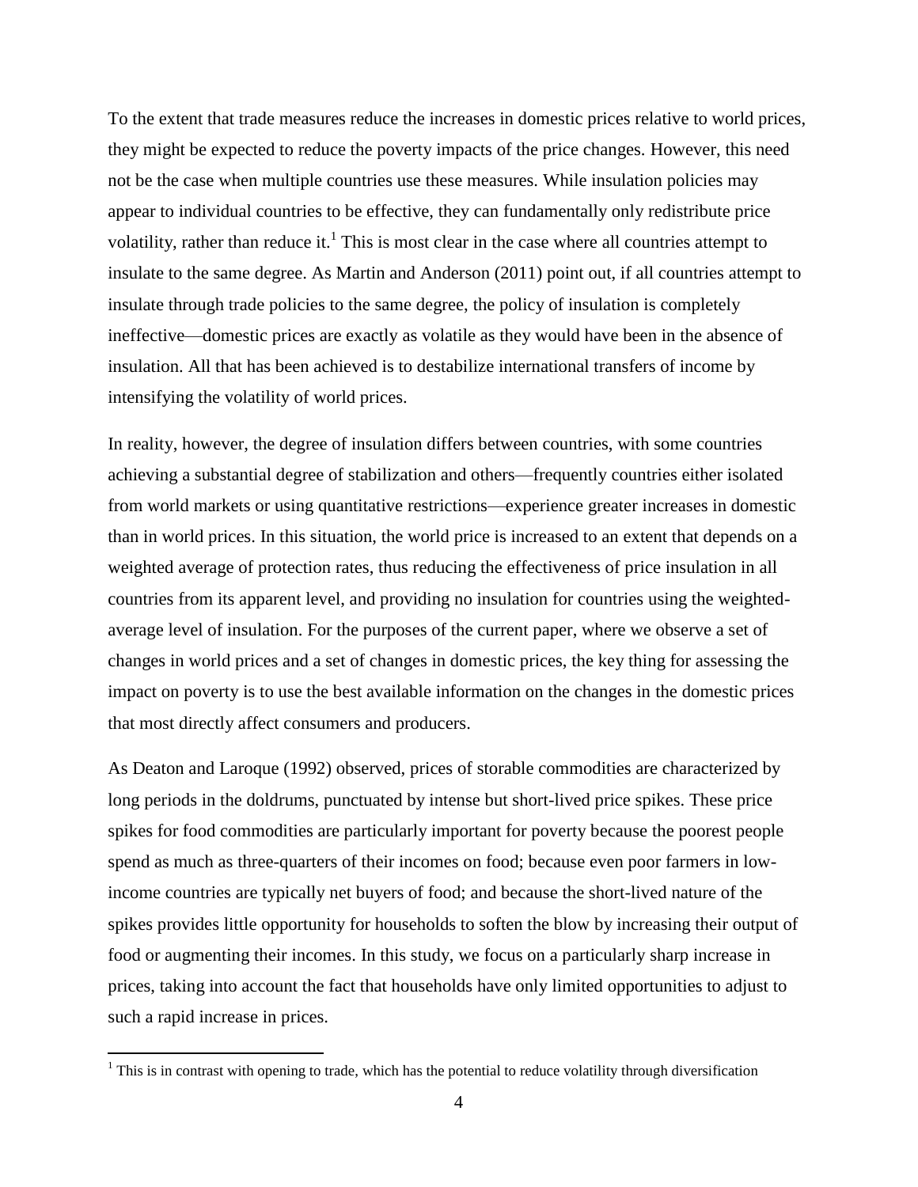To the extent that trade measures reduce the increases in domestic prices relative to world prices, they might be expected to reduce the poverty impacts of the price changes. However, this need not be the case when multiple countries use these measures. While insulation policies may appear to individual countries to be effective, they can fundamentally only redistribute price volatility, rather than reduce it.[1] This is most clear in the case where all countries attempt to insulate to the same degree. As Martin and Anderson (2011) point out, if all countries attempt to insulate through trade policies to the same degree, the policy of insulation is completely ineffective—domestic prices are exactly as volatile as they would have been in the absence of insulation. All that has been achieved is to destabilize international transfers of income by intensifying the volatility of world prices.

In reality, however, the degree of insulation differs between countries, with some countries achieving a substantial degree of stabilization and others—frequently countries either isolated from world markets or using quantitative restrictions—experience greater increases in domestic than in world prices. In this situation, the world price is increased to an extent that depends on a weighted average of protection rates, thus reducing the effectiveness of price insulation in all countries from its apparent level, and providing no insulation for countries using the weighted-average level of insulation. For the purposes of the current paper, where we observe a set of changes in world prices and a set of changes in domestic prices, the key thing for assessing the impact on poverty is to use the best available information on the changes in the domestic prices that most directly affect consumers and producers.

As Deaton and Laroque (1992) observed, prices of storable commodities are characterized by long periods in the doldrums, punctuated by intense but short-lived price spikes. These price spikes for food commodities are particularly important for poverty because the poorest people spend as much as three-quarters of their incomes on food; because even poor farmers in low-income countries are typically net buyers of food; and because the short-lived nature of the spikes provides little opportunity for households to soften the blow by increasing their output of food or augmenting their incomes. In this study, we focus on a particularly sharp increase in prices, taking into account the fact that households have only limited opportunities to adjust to such a rapid increase in prices.

[1] This is in contrast with opening to trade, which has the potential to reduce volatility through diversification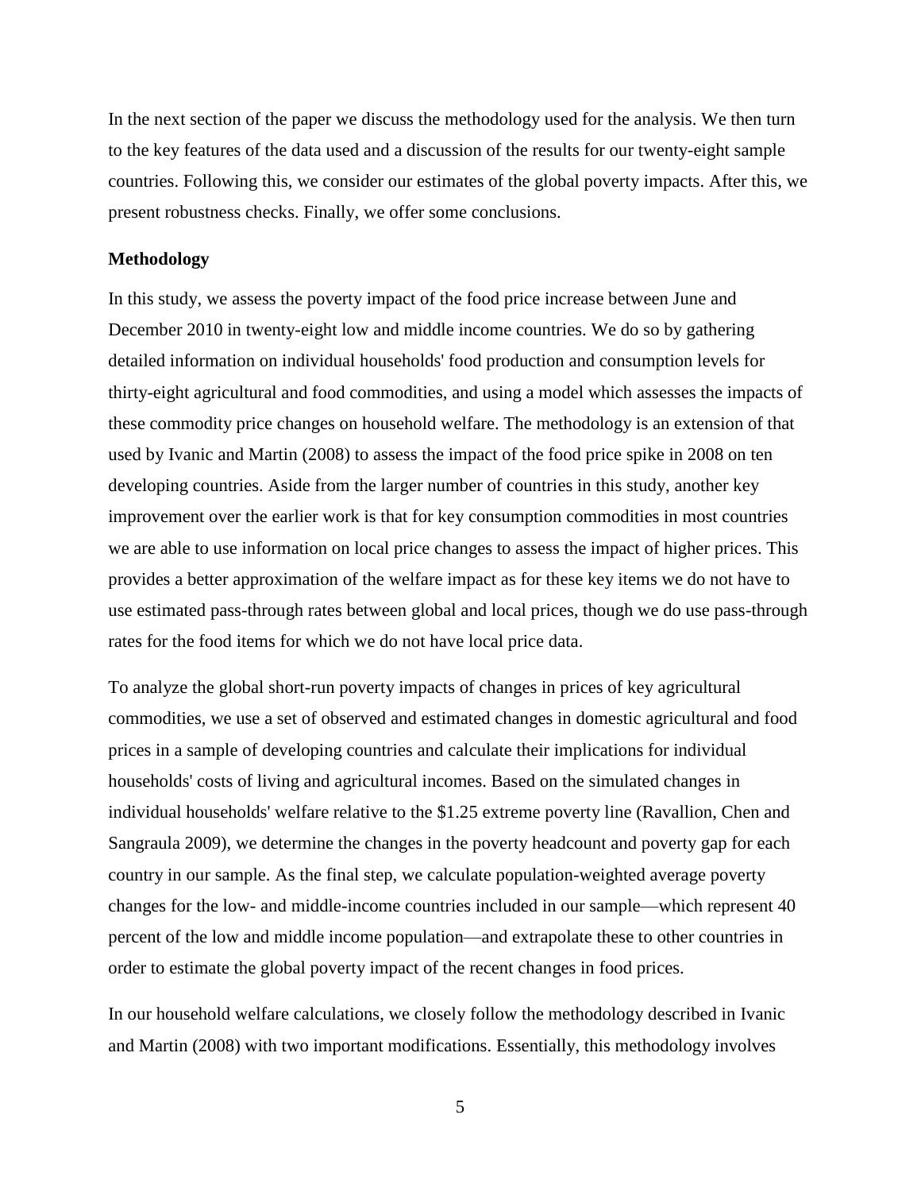In the next section of the paper we discuss the methodology used for the analysis. We then turn to the key features of the data used and a discussion of the results for our twenty-eight sample countries. Following this, we consider our estimates of the global poverty impacts. After this, we present robustness checks. Finally, we offer some conclusions.

## Methodology

In this study, we assess the poverty impact of the food price increase between June and December 2010 in twenty-eight low and middle income countries. We do so by gathering detailed information on individual households' food production and consumption levels for thirty-eight agricultural and food commodities, and using a model which assesses the impacts of these commodity price changes on household welfare. The methodology is an extension of that used by Ivanic and Martin (2008) to assess the impact of the food price spike in 2008 on ten developing countries. Aside from the larger number of countries in this study, another key improvement over the earlier work is that for key consumption commodities in most countries we are able to use information on local price changes to assess the impact of higher prices. This provides a better approximation of the welfare impact as for these key items we do not have to use estimated pass-through rates between global and local prices, though we do use pass-through rates for the food items for which we do not have local price data.

To analyze the global short-run poverty impacts of changes in prices of key agricultural commodities, we use a set of observed and estimated changes in domestic agricultural and food prices in a sample of developing countries and calculate their implications for individual households' costs of living and agricultural incomes. Based on the simulated changes in individual households' welfare relative to the $1.25 extreme poverty line (Ravallion, Chen and Sangraula 2009), we determine the changes in the poverty headcount and poverty gap for each country in our sample. As the final step, we calculate population-weighted average poverty changes for the low- and middle-income countries included in our sample—which represent 40 percent of the low and middle income population—and extrapolate these to other countries in order to estimate the global poverty impact of the recent changes in food prices.

In our household welfare calculations, we closely follow the methodology described in Ivanic and Martin (2008) with two important modifications. Essentially, this methodology involves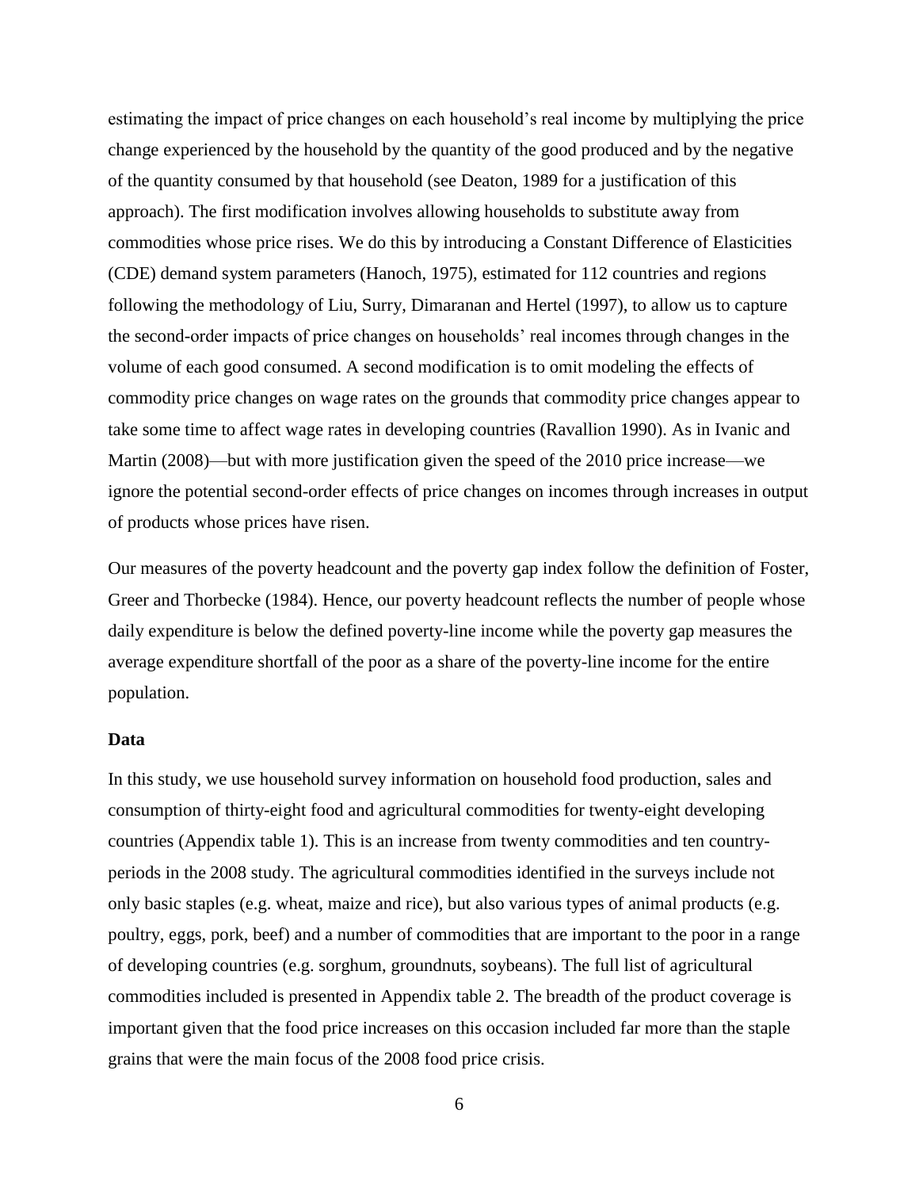estimating the impact of price changes on each household's real income by multiplying the price change experienced by the household by the quantity of the good produced and by the negative of the quantity consumed by that household (see Deaton, 1989 for a justification of this approach). The first modification involves allowing households to substitute away from commodities whose price rises. We do this by introducing a Constant Difference of Elasticities (CDE) demand system parameters (Hanoch, 1975), estimated for 112 countries and regions following the methodology of Liu, Surry, Dimaranan and Hertel (1997), to allow us to capture the second-order impacts of price changes on households' real incomes through changes in the volume of each good consumed. A second modification is to omit modeling the effects of commodity price changes on wage rates on the grounds that commodity price changes appear to take some time to affect wage rates in developing countries (Ravallion 1990). As in Ivanic and Martin (2008)—but with more justification given the speed of the 2010 price increase—we ignore the potential second-order effects of price changes on incomes through increases in output of products whose prices have risen.

Our measures of the poverty headcount and the poverty gap index follow the definition of Foster, Greer and Thorbecke (1984). Hence, our poverty headcount reflects the number of people whose daily expenditure is below the defined poverty-line income while the poverty gap measures the average expenditure shortfall of the poor as a share of the poverty-line income for the entire population.

### Data

In this study, we use household survey information on household food production, sales and consumption of thirty-eight food and agricultural commodities for twenty-eight developing countries (Appendix table 1). This is an increase from twenty commodities and ten country-periods in the 2008 study. The agricultural commodities identified in the surveys include not only basic staples (e.g. wheat, maize and rice), but also various types of animal products (e.g. poultry, eggs, pork, beef) and a number of commodities that are important to the poor in a range of developing countries (e.g. sorghum, groundnuts, soybeans). The full list of agricultural commodities included is presented in Appendix table 2. The breadth of the product coverage is important given that the food price increases on this occasion included far more than the staple grains that were the main focus of the 2008 food price crisis.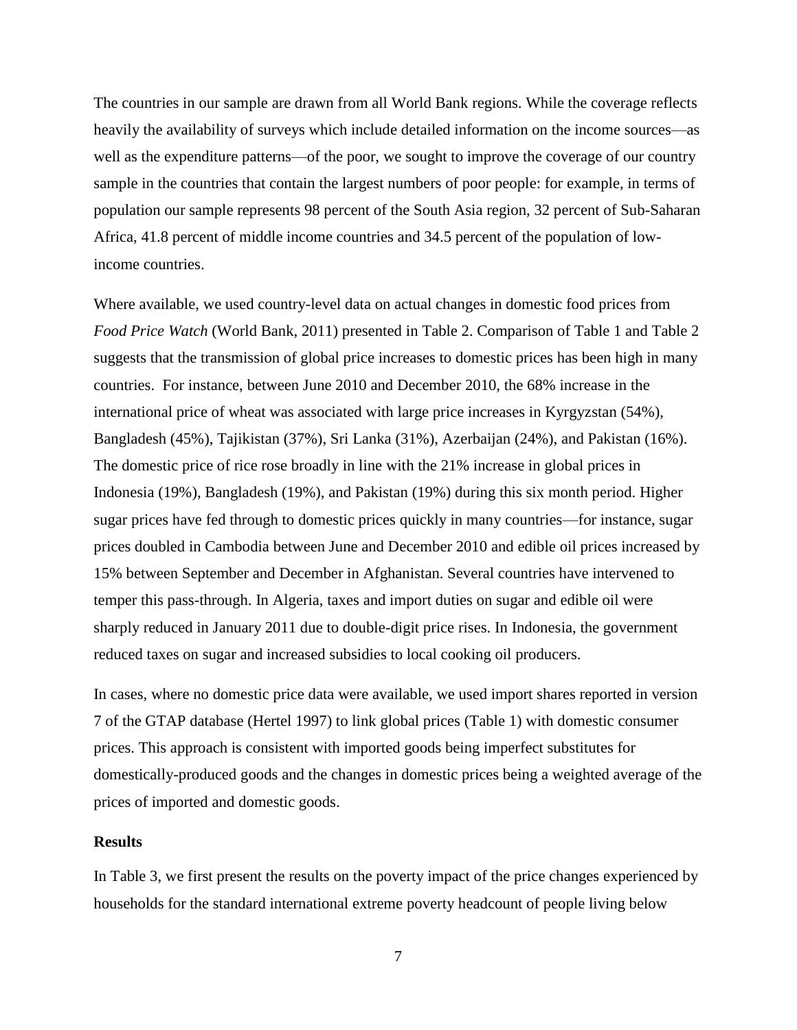The countries in our sample are drawn from all World Bank regions. While the coverage reflects heavily the availability of surveys which include detailed information on the income sources—as well as the expenditure patterns—of the poor, we sought to improve the coverage of our country sample in the countries that contain the largest numbers of poor people: for example, in terms of population our sample represents 98 percent of the South Asia region, 32 percent of Sub-Saharan Africa, 41.8 percent of middle income countries and 34.5 percent of the population of low-income countries.

Where available, we used country-level data on actual changes in domestic food prices from *Food Price Watch* (World Bank, 2011) presented in Table 2. Comparison of Table 1 and Table 2 suggests that the transmission of global price increases to domestic prices has been high in many countries. For instance, between June 2010 and December 2010, the 68% increase in the international price of wheat was associated with large price increases in Kyrgyzstan (54%), Bangladesh (45%), Tajikistan (37%), Sri Lanka (31%), Azerbaijan (24%), and Pakistan (16%). The domestic price of rice rose broadly in line with the 21% increase in global prices in Indonesia (19%), Bangladesh (19%), and Pakistan (19%) during this six month period. Higher sugar prices have fed through to domestic prices quickly in many countries—for instance, sugar prices doubled in Cambodia between June and December 2010 and edible oil prices increased by 15% between September and December in Afghanistan. Several countries have intervened to temper this pass-through. In Algeria, taxes and import duties on sugar and edible oil were sharply reduced in January 2011 due to double-digit price rises. In Indonesia, the government reduced taxes on sugar and increased subsidies to local cooking oil producers.

In cases, where no domestic price data were available, we used import shares reported in version 7 of the GTAP database (Hertel 1997) to link global prices (Table 1) with domestic consumer prices. This approach is consistent with imported goods being imperfect substitutes for domestically-produced goods and the changes in domestic prices being a weighted average of the prices of imported and domestic goods.

## Results

In Table 3, we first present the results on the poverty impact of the price changes experienced by households for the standard international extreme poverty headcount of people living below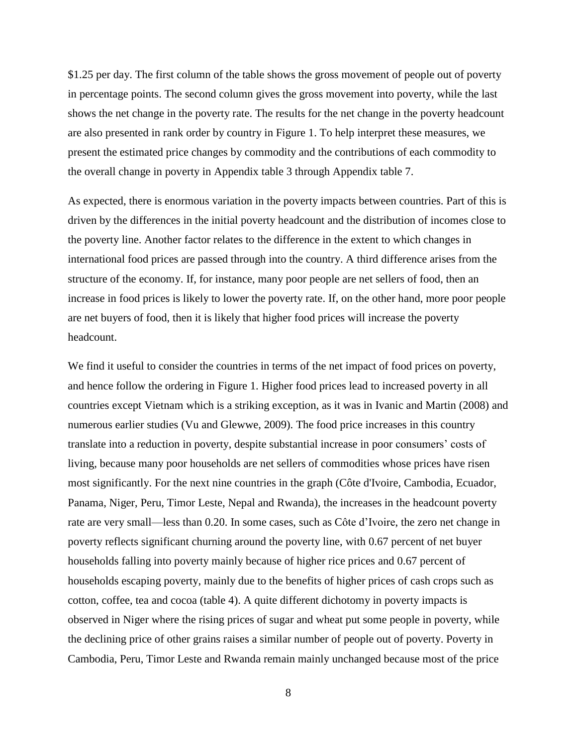$1.25 per day. The first column of the table shows the gross movement of people out of poverty in percentage points. The second column gives the gross movement into poverty, while the last shows the net change in the poverty rate. The results for the net change in the poverty headcount are also presented in rank order by country in Figure 1. To help interpret these measures, we present the estimated price changes by commodity and the contributions of each commodity to the overall change in poverty in Appendix table 3 through Appendix table 7.

As expected, there is enormous variation in the poverty impacts between countries. Part of this is driven by the differences in the initial poverty headcount and the distribution of incomes close to the poverty line. Another factor relates to the difference in the extent to which changes in international food prices are passed through into the country. A third difference arises from the structure of the economy. If, for instance, many poor people are net sellers of food, then an increase in food prices is likely to lower the poverty rate. If, on the other hand, more poor people are net buyers of food, then it is likely that higher food prices will increase the poverty headcount.

We find it useful to consider the countries in terms of the net impact of food prices on poverty, and hence follow the ordering in Figure 1. Higher food prices lead to increased poverty in all countries except Vietnam which is a striking exception, as it was in Ivanic and Martin (2008) and numerous earlier studies (Vu and Glewwe, 2009). The food price increases in this country translate into a reduction in poverty, despite substantial increase in poor consumers' costs of living, because many poor households are net sellers of commodities whose prices have risen most significantly. For the next nine countries in the graph (Côte d'Ivoire, Cambodia, Ecuador, Panama, Niger, Peru, Timor Leste, Nepal and Rwanda), the increases in the headcount poverty rate are very small—less than 0.20. In some cases, such as Côte d'Ivoire, the zero net change in poverty reflects significant churning around the poverty line, with 0.67 percent of net buyer households falling into poverty mainly because of higher rice prices and 0.67 percent of households escaping poverty, mainly due to the benefits of higher prices of cash crops such as cotton, coffee, tea and cocoa (table 4). A quite different dichotomy in poverty impacts is observed in Niger where the rising prices of sugar and wheat put some people in poverty, while the declining price of other grains raises a similar number of people out of poverty. Poverty in Cambodia, Peru, Timor Leste and Rwanda remain mainly unchanged because most of the price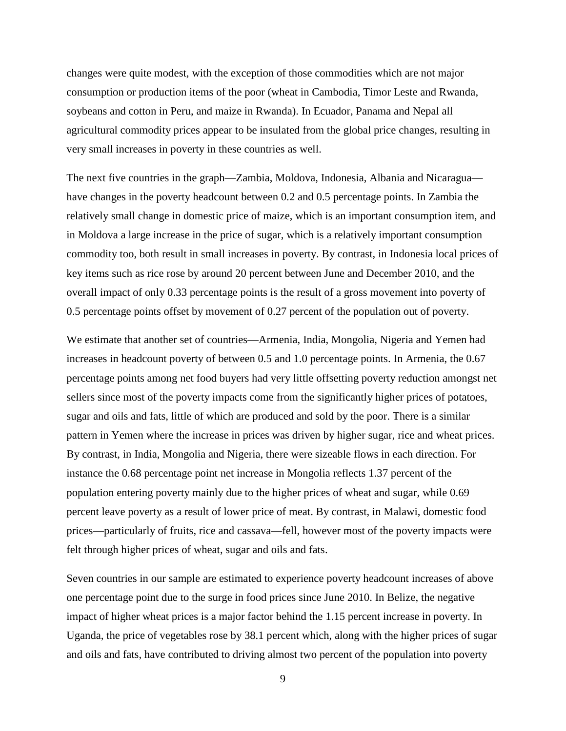changes were quite modest, with the exception of those commodities which are not major consumption or production items of the poor (wheat in Cambodia, Timor Leste and Rwanda, soybeans and cotton in Peru, and maize in Rwanda). In Ecuador, Panama and Nepal all agricultural commodity prices appear to be insulated from the global price changes, resulting in very small increases in poverty in these countries as well.

The next five countries in the graph—Zambia, Moldova, Indonesia, Albania and Nicaragua—have changes in the poverty headcount between 0.2 and 0.5 percentage points. In Zambia the relatively small change in domestic price of maize, which is an important consumption item, and in Moldova a large increase in the price of sugar, which is a relatively important consumption commodity too, both result in small increases in poverty. By contrast, in Indonesia local prices of key items such as rice rose by around 20 percent between June and December 2010, and the overall impact of only 0.33 percentage points is the result of a gross movement into poverty of 0.5 percentage points offset by movement of 0.27 percent of the population out of poverty.

We estimate that another set of countries—Armenia, India, Mongolia, Nigeria and Yemen had increases in headcount poverty of between 0.5 and 1.0 percentage points. In Armenia, the 0.67 percentage points among net food buyers had very little offsetting poverty reduction amongst net sellers since most of the poverty impacts come from the significantly higher prices of potatoes, sugar and oils and fats, little of which are produced and sold by the poor. There is a similar pattern in Yemen where the increase in prices was driven by higher sugar, rice and wheat prices. By contrast, in India, Mongolia and Nigeria, there were sizeable flows in each direction. For instance the 0.68 percentage point net increase in Mongolia reflects 1.37 percent of the population entering poverty mainly due to the higher prices of wheat and sugar, while 0.69 percent leave poverty as a result of lower price of meat. By contrast, in Malawi, domestic food prices—particularly of fruits, rice and cassava—fell, however most of the poverty impacts were felt through higher prices of wheat, sugar and oils and fats.

Seven countries in our sample are estimated to experience poverty headcount increases of above one percentage point due to the surge in food prices since June 2010. In Belize, the negative impact of higher wheat prices is a major factor behind the 1.15 percent increase in poverty. In Uganda, the price of vegetables rose by 38.1 percent which, along with the higher prices of sugar and oils and fats, have contributed to driving almost two percent of the population into poverty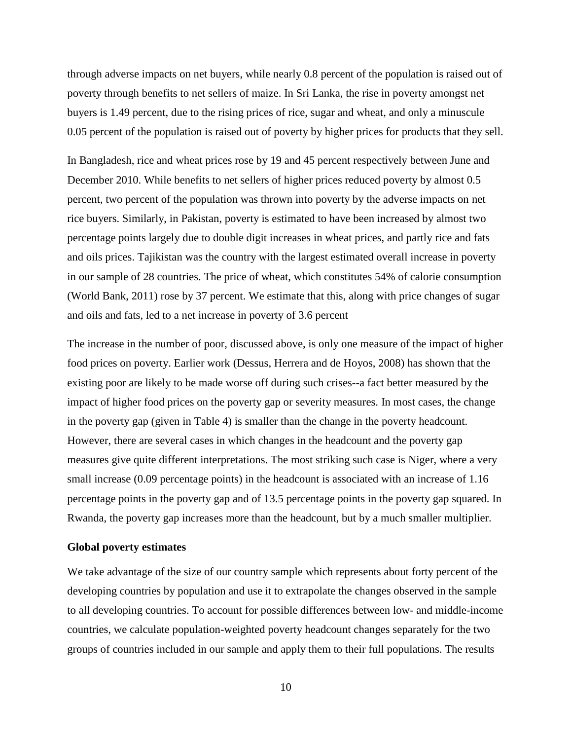through adverse impacts on net buyers, while nearly 0.8 percent of the population is raised out of poverty through benefits to net sellers of maize. In Sri Lanka, the rise in poverty amongst net buyers is 1.49 percent, due to the rising prices of rice, sugar and wheat, and only a minuscule 0.05 percent of the population is raised out of poverty by higher prices for products that they sell.

In Bangladesh, rice and wheat prices rose by 19 and 45 percent respectively between June and December 2010. While benefits to net sellers of higher prices reduced poverty by almost 0.5 percent, two percent of the population was thrown into poverty by the adverse impacts on net rice buyers. Similarly, in Pakistan, poverty is estimated to have been increased by almost two percentage points largely due to double digit increases in wheat prices, and partly rice and fats and oils prices. Tajikistan was the country with the largest estimated overall increase in poverty in our sample of 28 countries. The price of wheat, which constitutes 54% of calorie consumption (World Bank, 2011) rose by 37 percent. We estimate that this, along with price changes of sugar and oils and fats, led to a net increase in poverty of 3.6 percent

The increase in the number of poor, discussed above, is only one measure of the impact of higher food prices on poverty. Earlier work (Dessus, Herrera and de Hoyos, 2008) has shown that the existing poor are likely to be made worse off during such crises--a fact better measured by the impact of higher food prices on the poverty gap or severity measures. In most cases, the change in the poverty gap (given in Table 4) is smaller than the change in the poverty headcount. However, there are several cases in which changes in the headcount and the poverty gap measures give quite different interpretations. The most striking such case is Niger, where a very small increase (0.09 percentage points) in the headcount is associated with an increase of 1.16 percentage points in the poverty gap and of 13.5 percentage points in the poverty gap squared. In Rwanda, the poverty gap increases more than the headcount, but by a much smaller multiplier.

**Global poverty estimates**

We take advantage of the size of our country sample which represents about forty percent of the developing countries by population and use it to extrapolate the changes observed in the sample to all developing countries. To account for possible differences between low- and middle-income countries, we calculate population-weighted poverty headcount changes separately for the two groups of countries included in our sample and apply them to their full populations. The results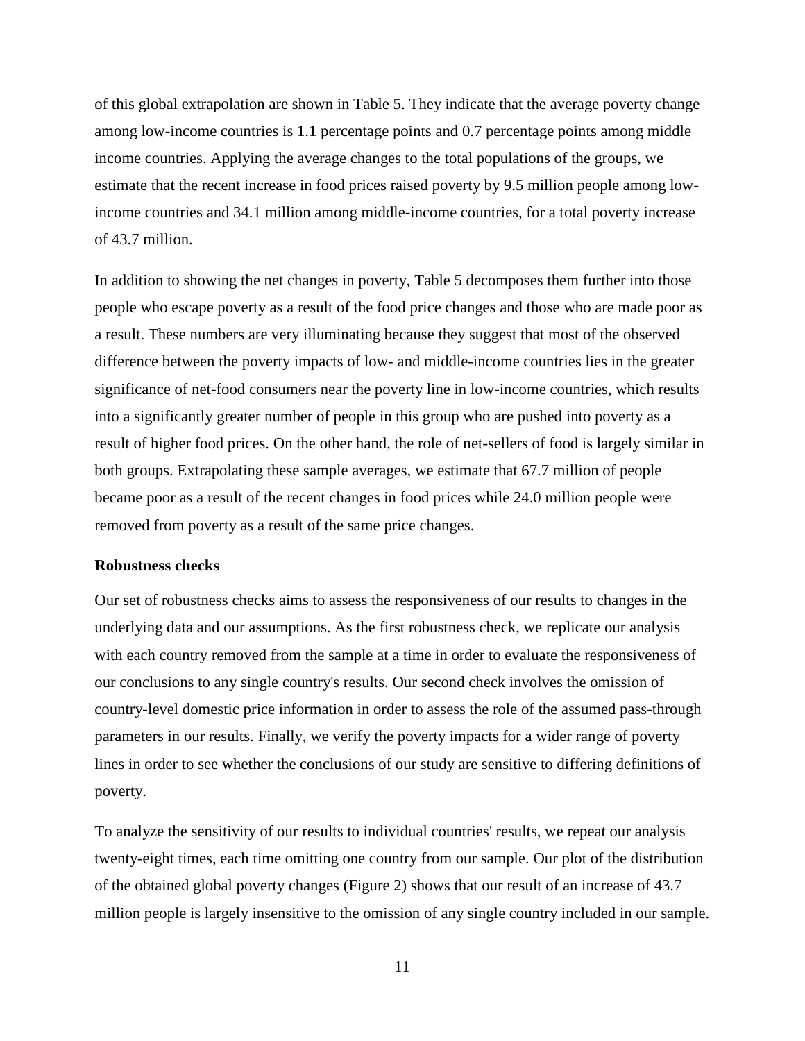of this global extrapolation are shown in Table 5. They indicate that the average poverty change among low-income countries is 1.1 percentage points and 0.7 percentage points among middle income countries. Applying the average changes to the total populations of the groups, we estimate that the recent increase in food prices raised poverty by 9.5 million people among low-income countries and 34.1 million among middle-income countries, for a total poverty increase of 43.7 million.

In addition to showing the net changes in poverty, Table 5 decomposes them further into those people who escape poverty as a result of the food price changes and those who are made poor as a result. These numbers are very illuminating because they suggest that most of the observed difference between the poverty impacts of low- and middle-income countries lies in the greater significance of net-food consumers near the poverty line in low-income countries, which results into a significantly greater number of people in this group who are pushed into poverty as a result of higher food prices. On the other hand, the role of net-sellers of food is largely similar in both groups. Extrapolating these sample averages, we estimate that 67.7 million of people became poor as a result of the recent changes in food prices while 24.0 million people were removed from poverty as a result of the same price changes.

**Robustness checks**

Our set of robustness checks aims to assess the responsiveness of our results to changes in the underlying data and our assumptions. As the first robustness check, we replicate our analysis with each country removed from the sample at a time in order to evaluate the responsiveness of our conclusions to any single country's results. Our second check involves the omission of country-level domestic price information in order to assess the role of the assumed pass-through parameters in our results. Finally, we verify the poverty impacts for a wider range of poverty lines in order to see whether the conclusions of our study are sensitive to differing definitions of poverty.

To analyze the sensitivity of our results to individual countries' results, we repeat our analysis twenty-eight times, each time omitting one country from our sample. Our plot of the distribution of the obtained global poverty changes (Figure 2) shows that our result of an increase of 43.7 million people is largely insensitive to the omission of any single country included in our sample.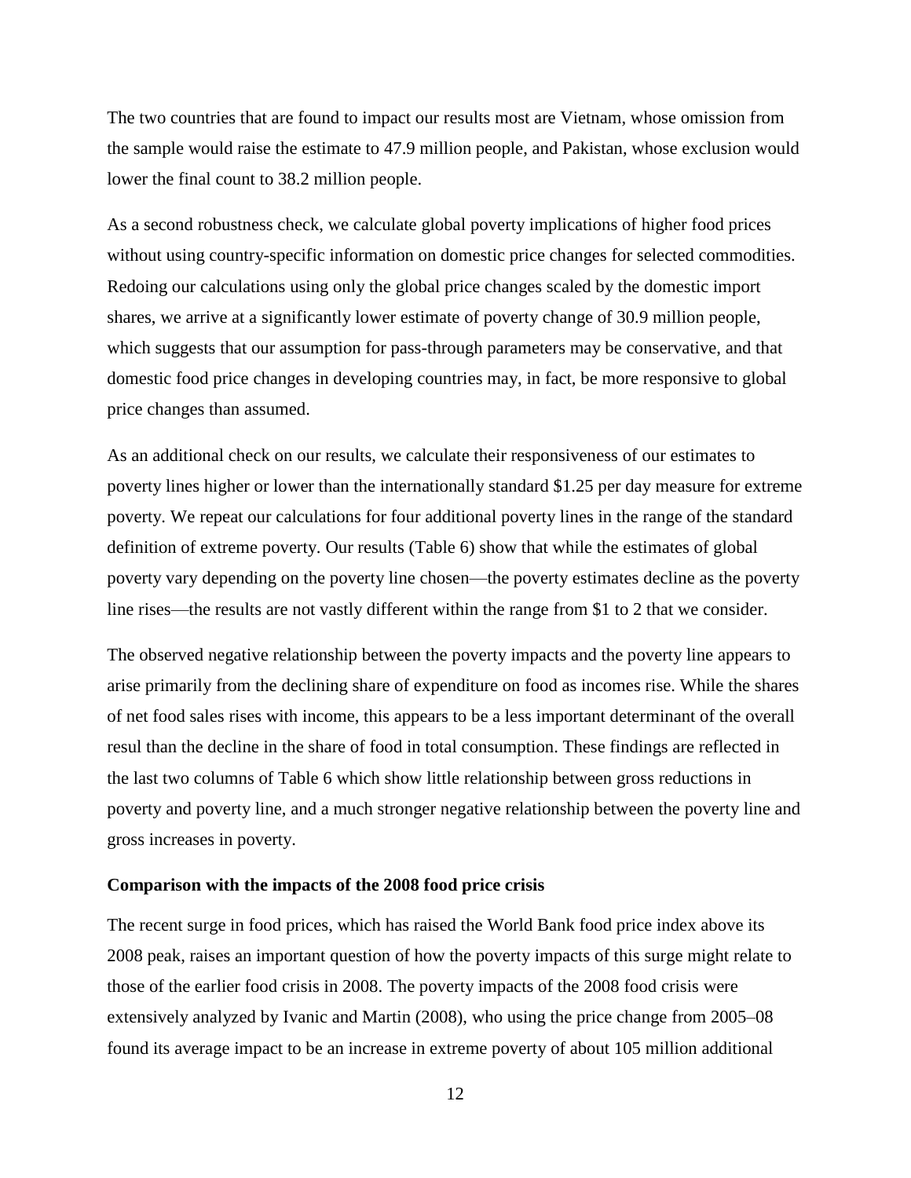The two countries that are found to impact our results most are Vietnam, whose omission from the sample would raise the estimate to 47.9 million people, and Pakistan, whose exclusion would lower the final count to 38.2 million people.

As a second robustness check, we calculate global poverty implications of higher food prices without using country-specific information on domestic price changes for selected commodities. Redoing our calculations using only the global price changes scaled by the domestic import shares, we arrive at a significantly lower estimate of poverty change of 30.9 million people, which suggests that our assumption for pass-through parameters may be conservative, and that domestic food price changes in developing countries may, in fact, be more responsive to global price changes than assumed.

As an additional check on our results, we calculate their responsiveness of our estimates to poverty lines higher or lower than the internationally standard $1.25 per day measure for extreme poverty. We repeat our calculations for four additional poverty lines in the range of the standard definition of extreme poverty. Our results (Table 6) show that while the estimates of global poverty vary depending on the poverty line chosen—the poverty estimates decline as the poverty line rises—the results are not vastly different within the range from $1 to 2 that we consider.

The observed negative relationship between the poverty impacts and the poverty line appears to arise primarily from the declining share of expenditure on food as incomes rise. While the shares of net food sales rises with income, this appears to be a less important determinant of the overall resul than the decline in the share of food in total consumption. These findings are reflected in the last two columns of Table 6 which show little relationship between gross reductions in poverty and poverty line, and a much stronger negative relationship between the poverty line and gross increases in poverty.

**Comparison with the impacts of the 2008 food price crisis**

The recent surge in food prices, which has raised the World Bank food price index above its 2008 peak, raises an important question of how the poverty impacts of this surge might relate to those of the earlier food crisis in 2008. The poverty impacts of the 2008 food crisis were extensively analyzed by Ivanic and Martin (2008), who using the price change from 2005–08 found its average impact to be an increase in extreme poverty of about 105 million additional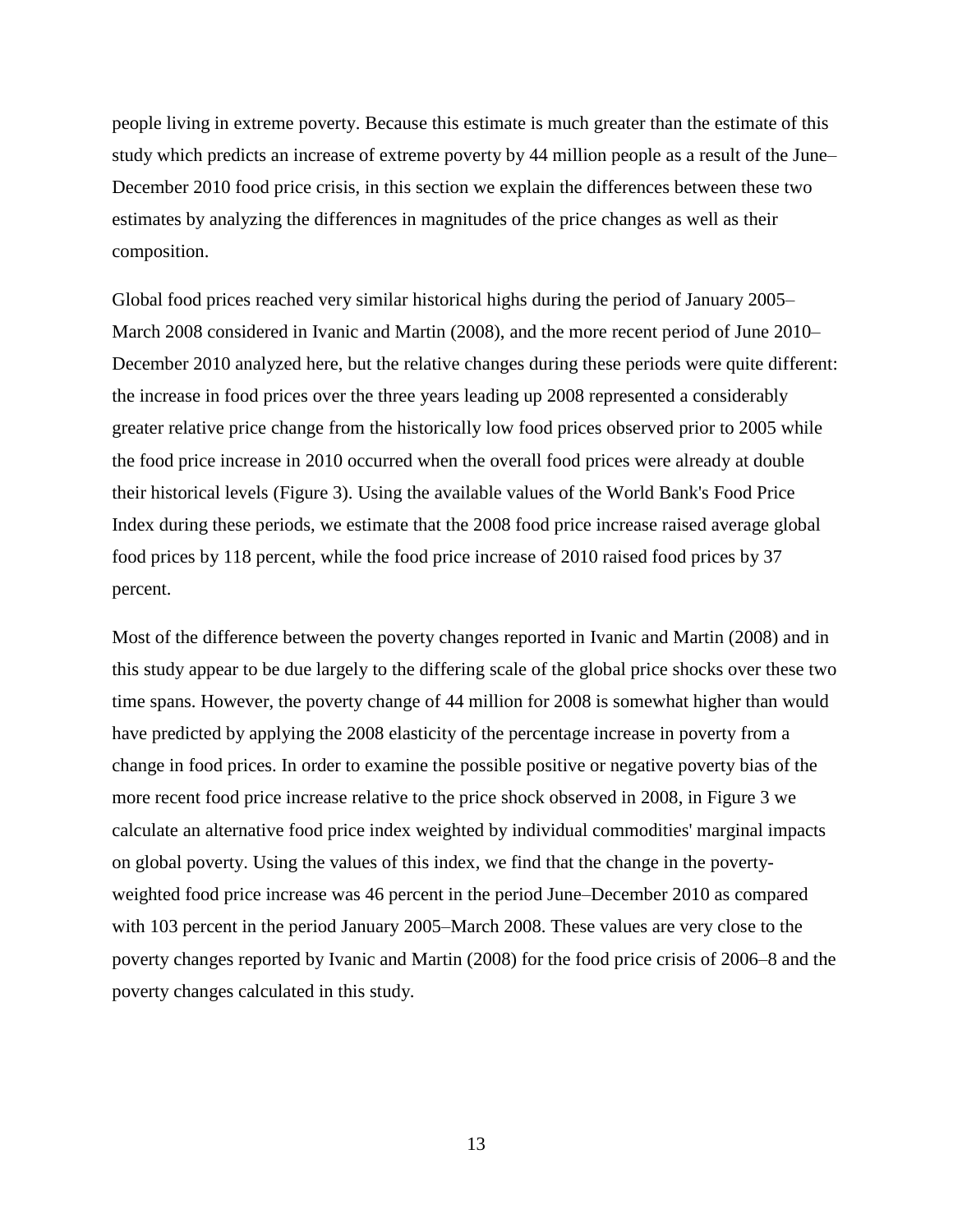people living in extreme poverty. Because this estimate is much greater than the estimate of this study which predicts an increase of extreme poverty by 44 million people as a result of the June–December 2010 food price crisis, in this section we explain the differences between these two estimates by analyzing the differences in magnitudes of the price changes as well as their composition.

Global food prices reached very similar historical highs during the period of January 2005–March 2008 considered in Ivanic and Martin (2008), and the more recent period of June 2010–December 2010 analyzed here, but the relative changes during these periods were quite different: the increase in food prices over the three years leading up 2008 represented a considerably greater relative price change from the historically low food prices observed prior to 2005 while the food price increase in 2010 occurred when the overall food prices were already at double their historical levels (Figure 3). Using the available values of the World Bank's Food Price Index during these periods, we estimate that the 2008 food price increase raised average global food prices by 118 percent, while the food price increase of 2010 raised food prices by 37 percent.

Most of the difference between the poverty changes reported in Ivanic and Martin (2008) and in this study appear to be due largely to the differing scale of the global price shocks over these two time spans. However, the poverty change of 44 million for 2008 is somewhat higher than would have predicted by applying the 2008 elasticity of the percentage increase in poverty from a change in food prices. In order to examine the possible positive or negative poverty bias of the more recent food price increase relative to the price shock observed in 2008, in Figure 3 we calculate an alternative food price index weighted by individual commodities' marginal impacts on global poverty. Using the values of this index, we find that the change in the poverty-weighted food price increase was 46 percent in the period June–December 2010 as compared with 103 percent in the period January 2005–March 2008. These values are very close to the poverty changes reported by Ivanic and Martin (2008) for the food price crisis of 2006–8 and the poverty changes calculated in this study.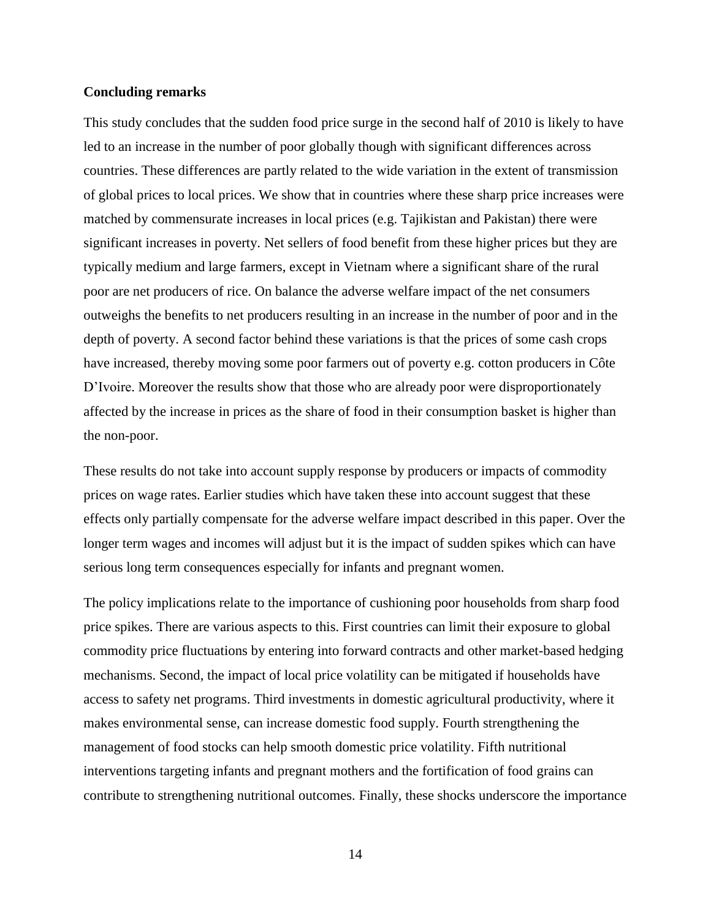**Concluding remarks**

This study concludes that the sudden food price surge in the second half of 2010 is likely to have led to an increase in the number of poor globally though with significant differences across countries. These differences are partly related to the wide variation in the extent of transmission of global prices to local prices. We show that in countries where these sharp price increases were matched by commensurate increases in local prices (e.g. Tajikistan and Pakistan) there were significant increases in poverty. Net sellers of food benefit from these higher prices but they are typically medium and large farmers, except in Vietnam where a significant share of the rural poor are net producers of rice. On balance the adverse welfare impact of the net consumers outweighs the benefits to net producers resulting in an increase in the number of poor and in the depth of poverty. A second factor behind these variations is that the prices of some cash crops have increased, thereby moving some poor farmers out of poverty e.g. cotton producers in Côte D'Ivoire. Moreover the results show that those who are already poor were disproportionately affected by the increase in prices as the share of food in their consumption basket is higher than the non-poor.

These results do not take into account supply response by producers or impacts of commodity prices on wage rates. Earlier studies which have taken these into account suggest that these effects only partially compensate for the adverse welfare impact described in this paper. Over the longer term wages and incomes will adjust but it is the impact of sudden spikes which can have serious long term consequences especially for infants and pregnant women.

The policy implications relate to the importance of cushioning poor households from sharp food price spikes. There are various aspects to this. First countries can limit their exposure to global commodity price fluctuations by entering into forward contracts and other market-based hedging mechanisms. Second, the impact of local price volatility can be mitigated if households have access to safety net programs. Third investments in domestic agricultural productivity, where it makes environmental sense, can increase domestic food supply. Fourth strengthening the management of food stocks can help smooth domestic price volatility. Fifth nutritional interventions targeting infants and pregnant mothers and the fortification of food grains can contribute to strengthening nutritional outcomes. Finally, these shocks underscore the importance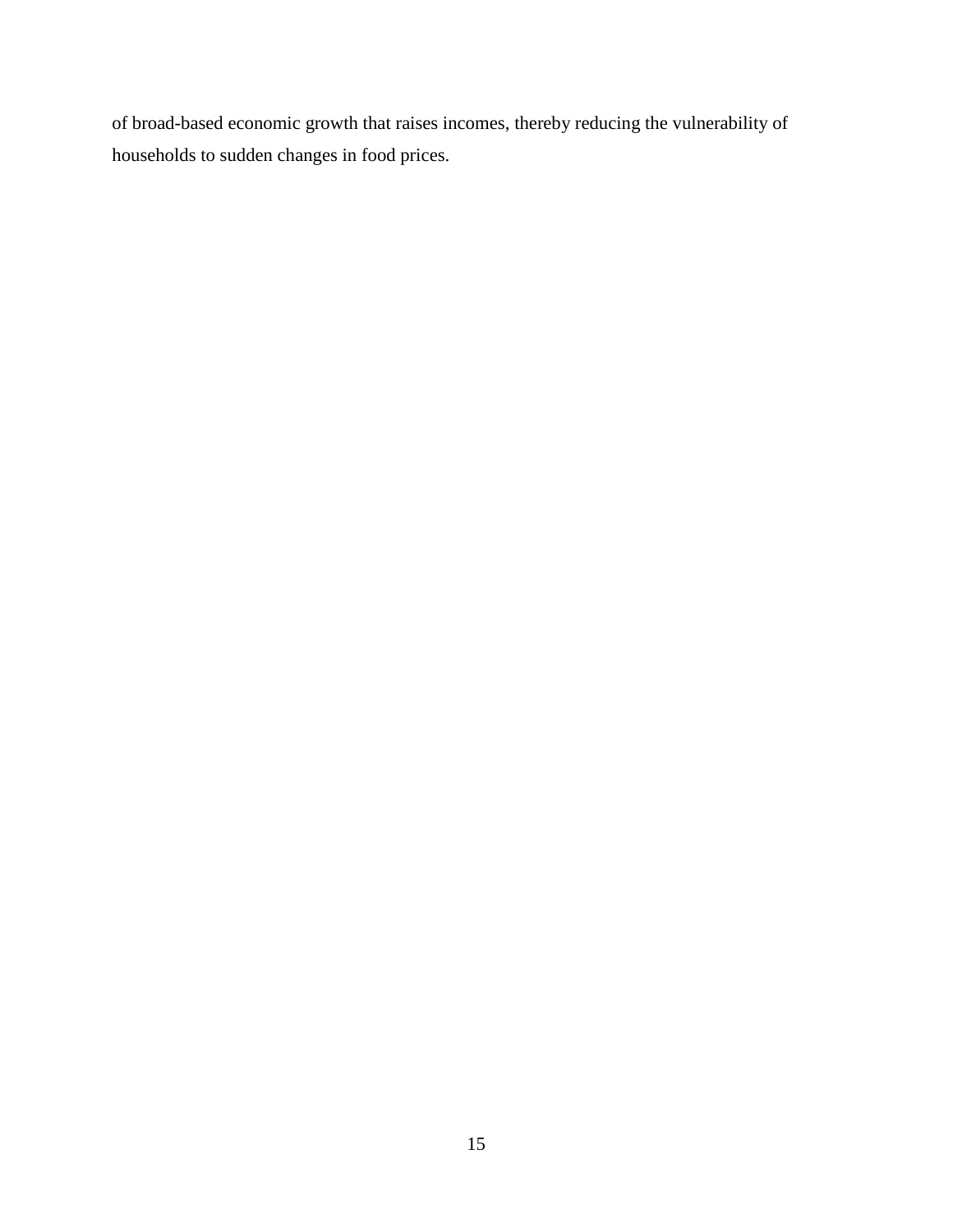of broad-based economic growth that raises incomes, thereby reducing the vulnerability of households to sudden changes in food prices.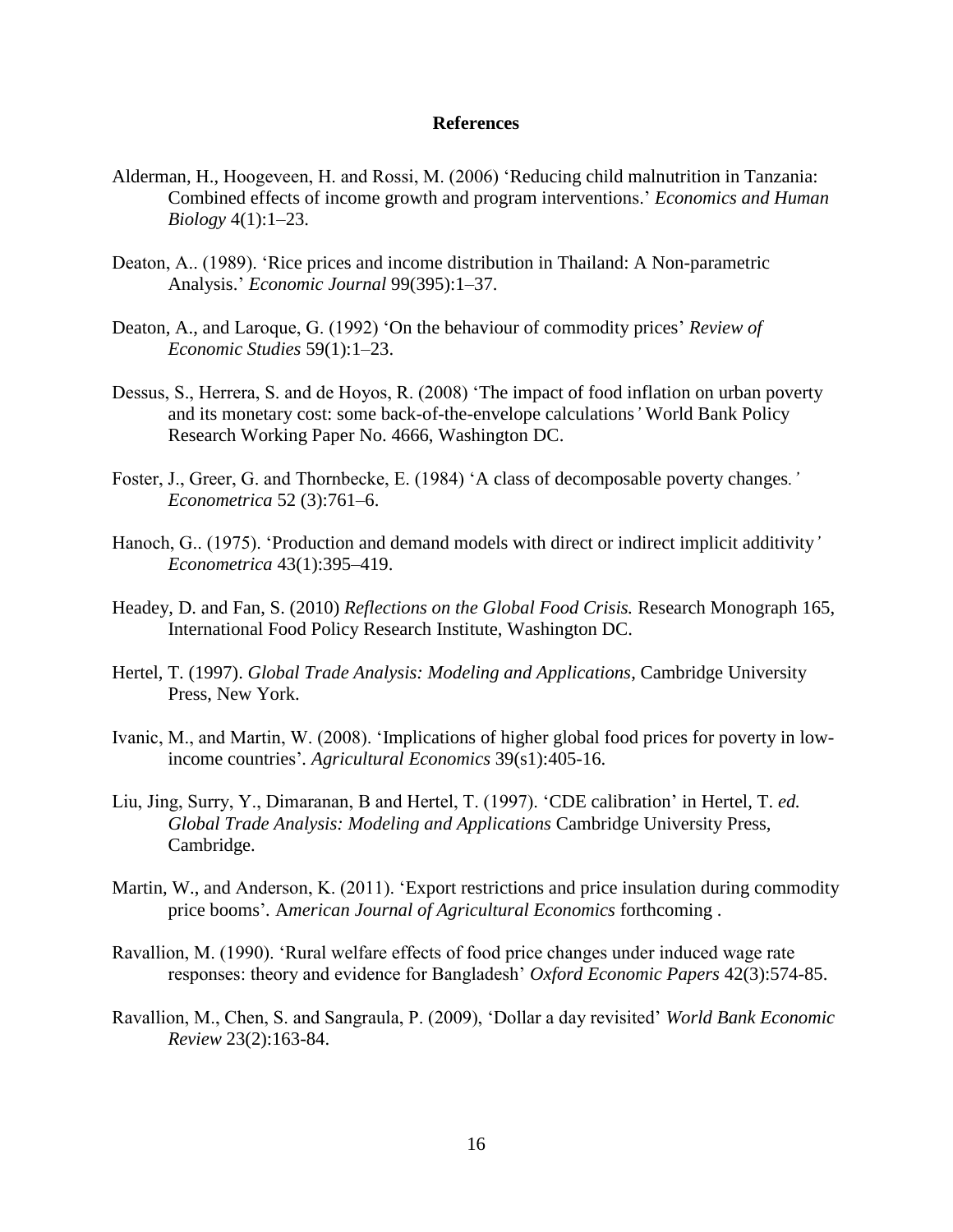# References

Alderman, H., Hoogeveen, H. and Rossi, M. (2006) 'Reducing child malnutrition in Tanzania: Combined effects of income growth and program interventions.' *Economics and Human Biology* 4(1):1–23.

Deaton, A.. (1989). 'Rice prices and income distribution in Thailand: A Non-parametric Analysis.' *Economic Journal* 99(395):1–37.

Deaton, A., and Laroque, G. (1992) 'On the behaviour of commodity prices' *Review of Economic Studies* 59(1):1–23.

Dessus, S., Herrera, S. and de Hoyos, R. (2008) 'The impact of food inflation on urban poverty and its monetary cost: some back-of-the-envelope calculations' World Bank Policy Research Working Paper No. 4666, Washington DC.

Foster, J., Greer, G. and Thornbecke, E. (1984) 'A class of decomposable poverty changes.' *Econometrica* 52 (3):761–6.

Hanoch, G.. (1975). 'Production and demand models with direct or indirect implicit additivity' *Econometrica* 43(1):395–419.

Headey, D. and Fan, S. (2010) *Reflections on the Global Food Crisis.* Research Monograph 165, International Food Policy Research Institute, Washington DC.

Hertel, T. (1997). *Global Trade Analysis: Modeling and Applications*, Cambridge University Press, New York.

Ivanic, M., and Martin, W. (2008). 'Implications of higher global food prices for poverty in low-income countries'. *Agricultural Economics* 39(s1):405-16.

Liu, Jing, Surry, Y., Dimaranan, B and Hertel, T. (1997). 'CDE calibration' in Hertel, T. *ed. Global Trade Analysis: Modeling and Applications* Cambridge University Press, Cambridge.

Martin, W., and Anderson, K. (2011). 'Export restrictions and price insulation during commodity price booms'. A*merican Journal of Agricultural Economics* forthcoming .

Ravallion, M. (1990). 'Rural welfare effects of food price changes under induced wage rate responses: theory and evidence for Bangladesh' *Oxford Economic Papers* 42(3):574-85.

Ravallion, M., Chen, S. and Sangraula, P. (2009), 'Dollar a day revisited' *World Bank Economic Review* 23(2):163-84.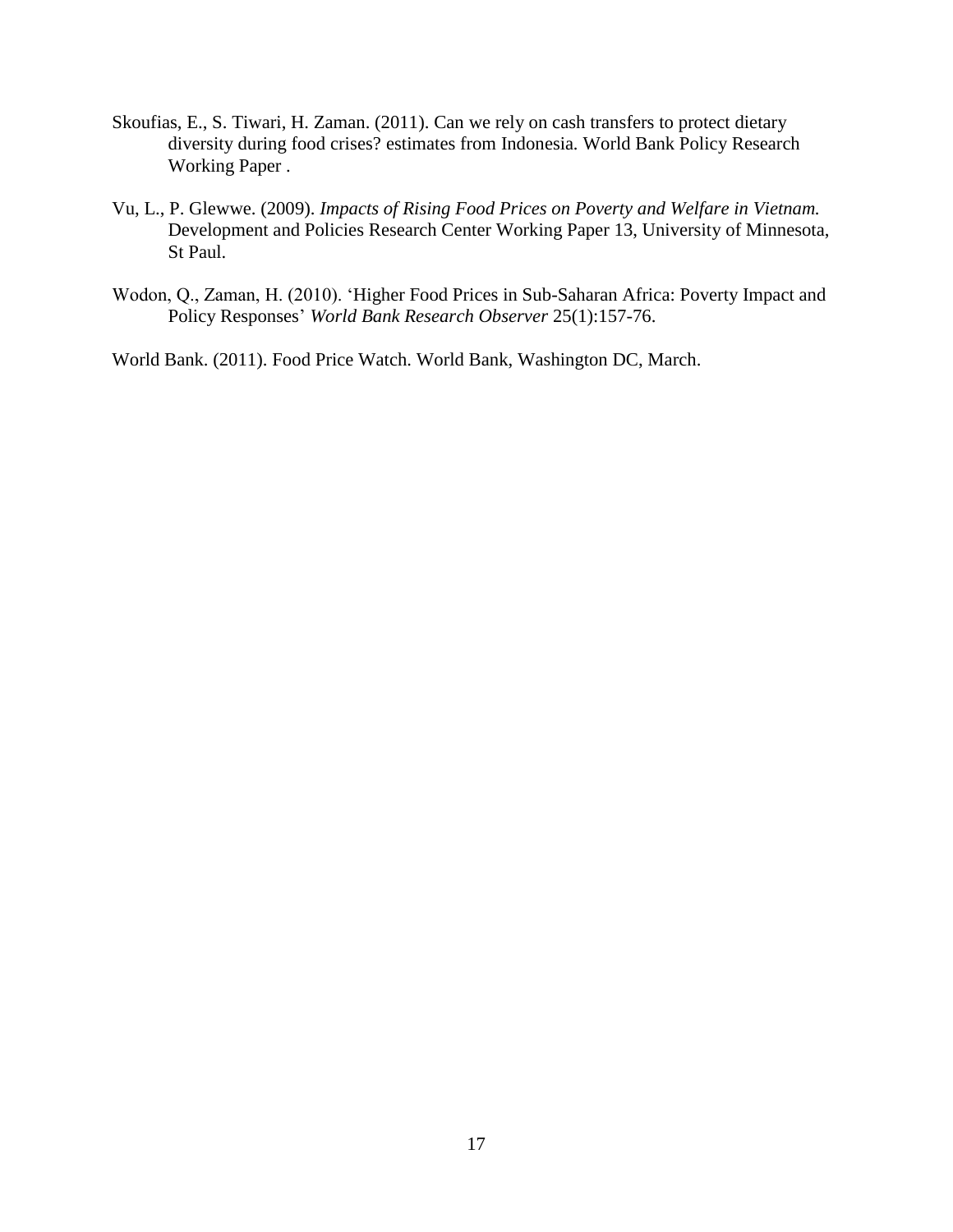Skoufias, E., S. Tiwari, H. Zaman. (2011). Can we rely on cash transfers to protect dietary diversity during food crises? estimates from Indonesia. World Bank Policy Research Working Paper .

Vu, L., P. Glewwe. (2009). *Impacts of Rising Food Prices on Poverty and Welfare in Vietnam.* Development and Policies Research Center Working Paper 13, University of Minnesota, St Paul.

Wodon, Q., Zaman, H. (2010). 'Higher Food Prices in Sub-Saharan Africa: Poverty Impact and Policy Responses' *World Bank Research Observer* 25(1):157-76.

World Bank. (2011). Food Price Watch. World Bank, Washington DC, March.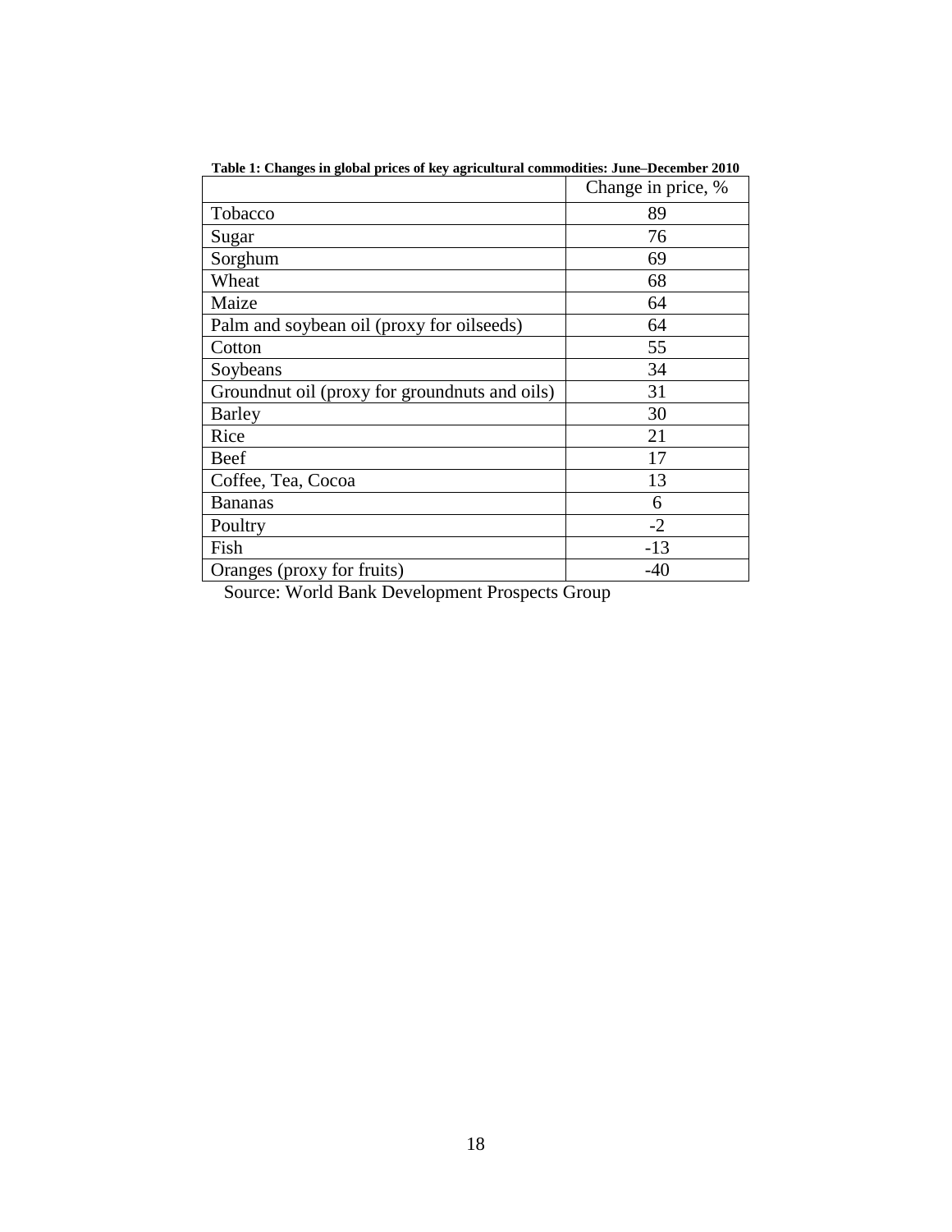**Table 1: Changes in global prices of key agricultural commodities: June–December 2010**

| | Change in price, % |
|---|---|
| Tobacco | 89 |
| Sugar | 76 |
| Sorghum | 69 |
| Wheat | 68 |
| Maize | 64 |
| Palm and soybean oil (proxy for oilseeds) | 64 |
| Cotton | 55 |
| Soybeans | 34 |
| Groundnut oil (proxy for groundnuts and oils) | 31 |
| Barley | 30 |
| Rice | 21 |
| Beef | 17 |
| Coffee, Tea, Cocoa | 13 |
| Bananas | 6 |
| Poultry | -2 |
| Fish | -13 |
| Oranges (proxy for fruits) | -40 |

Source: World Bank Development Prospects Group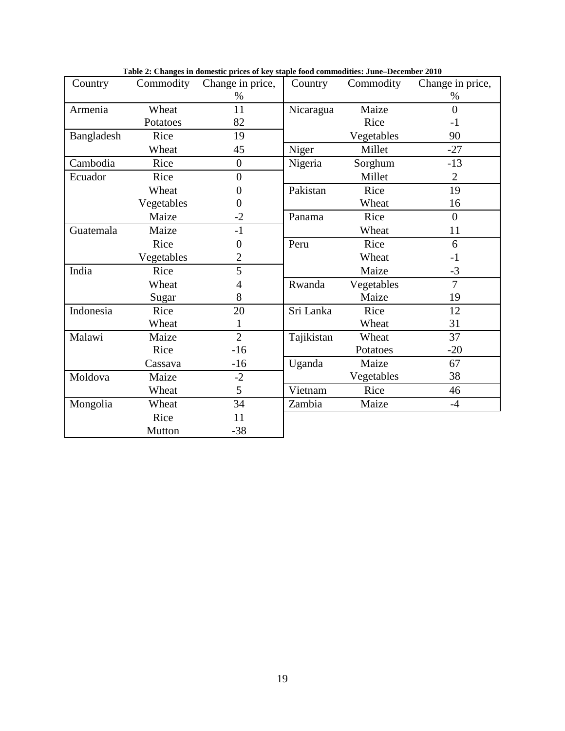**Table 2: Changes in domestic prices of key staple food commodities: June–December 2010**

| Country | Commodity | Change in price, % | Country | Commodity | Change in price, % |
|---|---|---|---|---|---|
| Armenia | Wheat | 11 | Nicaragua | Maize | 0 |
| | Potatoes | 82 | | Rice | -1 |
| Bangladesh | Rice | 19 | | Vegetables | 90 |
| | Wheat | 45 | Niger | Millet | -27 |
| Cambodia | Rice | 0 | Nigeria | Sorghum | -13 |
| Ecuador | Rice | 0 | | Millet | 2 |
| | Wheat | 0 | Pakistan | Rice | 19 |
| | Vegetables | 0 | | Wheat | 16 |
| | Maize | -2 | Panama | Rice | 0 |
| Guatemala | Maize | -1 | | Wheat | 11 |
| | Rice | 0 | Peru | Rice | 6 |
| | Vegetables | 2 | | Wheat | -1 |
| India | Rice | 5 | | Maize | -3 |
| | Wheat | 4 | Rwanda | Vegetables | 7 |
| | Sugar | 8 | | Maize | 19 |
| Indonesia | Rice | 20 | Sri Lanka | Rice | 12 |
| | Wheat | 1 | | Wheat | 31 |
| Malawi | Maize | 2 | Tajikistan | Wheat | 37 |
| | Rice | -16 | | Potatoes | -20 |
| | Cassava | -16 | Uganda | Maize | 67 |
| Moldova | Maize | -2 | | Vegetables | 38 |
| | Wheat | 5 | Vietnam | Rice | 46 |
| Mongolia | Wheat | 34 | Zambia | Maize | -4 |
| | Rice | 11 | | | |
| | Mutton | -38 | | | |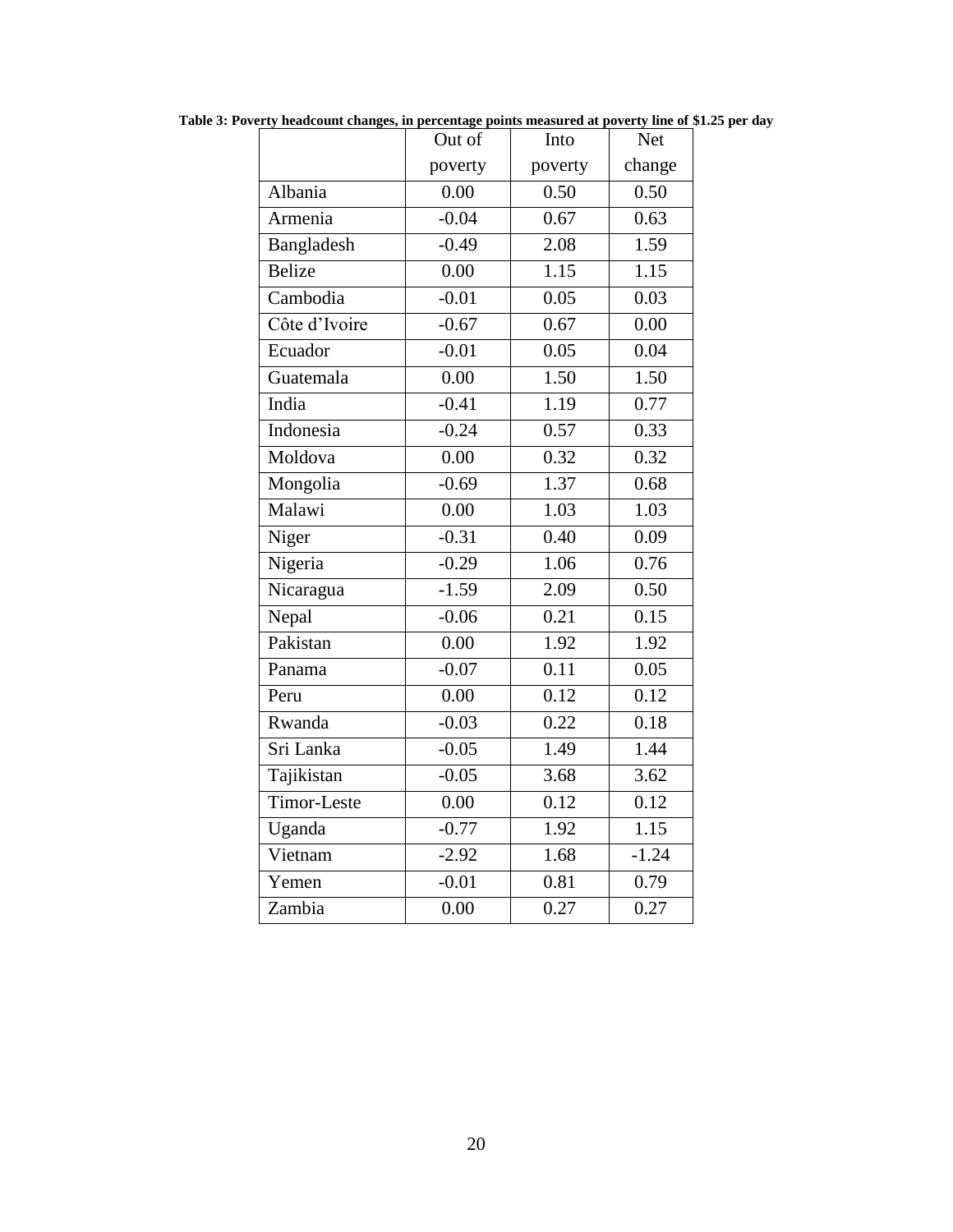**Table 3: Poverty headcount changes, in percentage points measured at poverty line of $1.25 per day**

| | Out of poverty | Into poverty | Net change |
|---|---|---|---|
| Albania | 0.00 | 0.50 | 0.50 |
| Armenia | -0.04 | 0.67 | 0.63 |
| Bangladesh | -0.49 | 2.08 | 1.59 |
| Belize | 0.00 | 1.15 | 1.15 |
| Cambodia | -0.01 | 0.05 | 0.03 |
| Côte d'Ivoire | -0.67 | 0.67 | 0.00 |
| Ecuador | -0.01 | 0.05 | 0.04 |
| Guatemala | 0.00 | 1.50 | 1.50 |
| India | -0.41 | 1.19 | 0.77 |
| Indonesia | -0.24 | 0.57 | 0.33 |
| Moldova | 0.00 | 0.32 | 0.32 |
| Mongolia | -0.69 | 1.37 | 0.68 |
| Malawi | 0.00 | 1.03 | 1.03 |
| Niger | -0.31 | 0.40 | 0.09 |
| Nigeria | -0.29 | 1.06 | 0.76 |
| Nicaragua | -1.59 | 2.09 | 0.50 |
| Nepal | -0.06 | 0.21 | 0.15 |
| Pakistan | 0.00 | 1.92 | 1.92 |
| Panama | -0.07 | 0.11 | 0.05 |
| Peru | 0.00 | 0.12 | 0.12 |
| Rwanda | -0.03 | 0.22 | 0.18 |
| Sri Lanka | -0.05 | 1.49 | 1.44 |
| Tajikistan | -0.05 | 3.68 | 3.62 |
| Timor-Leste | 0.00 | 0.12 | 0.12 |
| Uganda | -0.77 | 1.92 | 1.15 |
| Vietnam | -2.92 | 1.68 | -1.24 |
| Yemen | -0.01 | 0.81 | 0.79 |
| Zambia | 0.00 | 0.27 | 0.27 |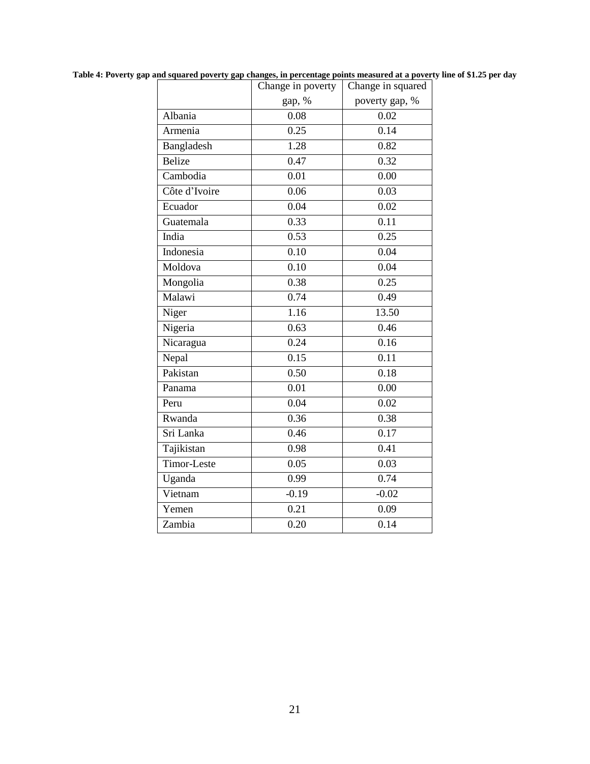**Table 4: Poverty gap and squared poverty gap changes, in percentage points measured at a poverty line of $1.25 per day**

| | Change in poverty gap, % | Change in squared poverty gap, % |
|---|---|---|
| Albania | 0.08 | 0.02 |
| Armenia | 0.25 | 0.14 |
| Bangladesh | 1.28 | 0.82 |
| Belize | 0.47 | 0.32 |
| Cambodia | 0.01 | 0.00 |
| Côte d'Ivoire | 0.06 | 0.03 |
| Ecuador | 0.04 | 0.02 |
| Guatemala | 0.33 | 0.11 |
| India | 0.53 | 0.25 |
| Indonesia | 0.10 | 0.04 |
| Moldova | 0.10 | 0.04 |
| Mongolia | 0.38 | 0.25 |
| Malawi | 0.74 | 0.49 |
| Niger | 1.16 | 13.50 |
| Nigeria | 0.63 | 0.46 |
| Nicaragua | 0.24 | 0.16 |
| Nepal | 0.15 | 0.11 |
| Pakistan | 0.50 | 0.18 |
| Panama | 0.01 | 0.00 |
| Peru | 0.04 | 0.02 |
| Rwanda | 0.36 | 0.38 |
| Sri Lanka | 0.46 | 0.17 |
| Tajikistan | 0.98 | 0.41 |
| Timor-Leste | 0.05 | 0.03 |
| Uganda | 0.99 | 0.74 |
| Vietnam | -0.19 | -0.02 |
| Yemen | 0.21 | 0.09 |
| Zambia | 0.20 | 0.14 |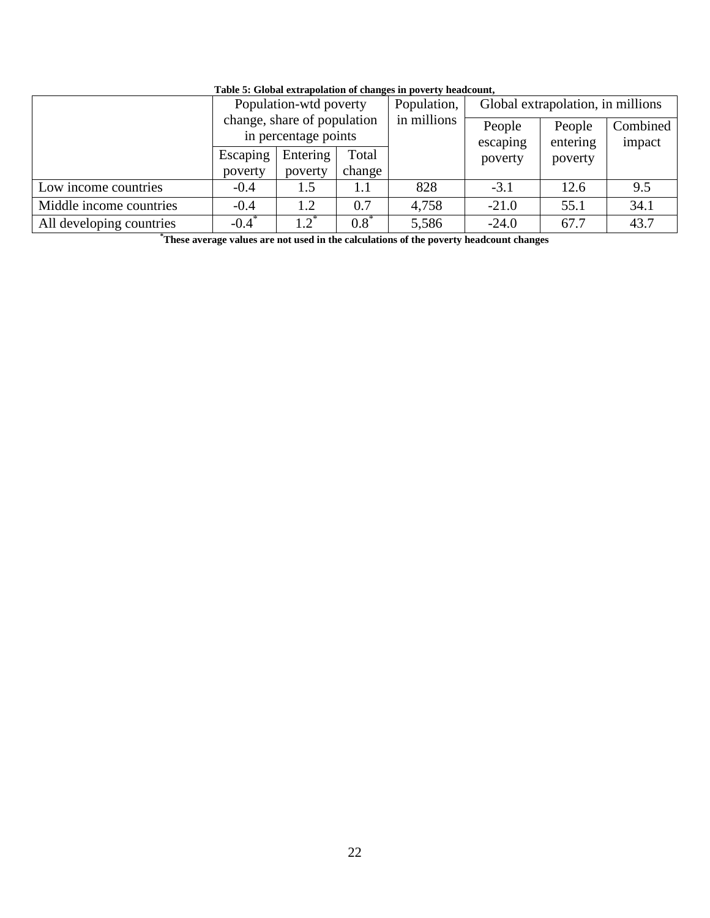**Table 5: Global extrapolation of changes in poverty headcount,**

| | Population-wtd poverty change, share of population in percentage points | | | Population, in millions | Global extrapolation, in millions | | |
|---|---|---|---|---|---|---|---|
| | Escaping poverty | Entering poverty | Total change | | People escaping poverty | People entering poverty | Combined impact |
| Low income countries | -0.4 | 1.5 | 1.1 | 828 | -3.1 | 12.6 | 9.5 |
| Middle income countries | -0.4 | 1.2 | 0.7 | 4,758 | -21.0 | 55.1 | 34.1 |
| All developing countries | -0.4* | 1.2* | 0.8* | 5,586 | -24.0 | 67.7 | 43.7 |

***These average values are not used in the calculations of the poverty headcount changes**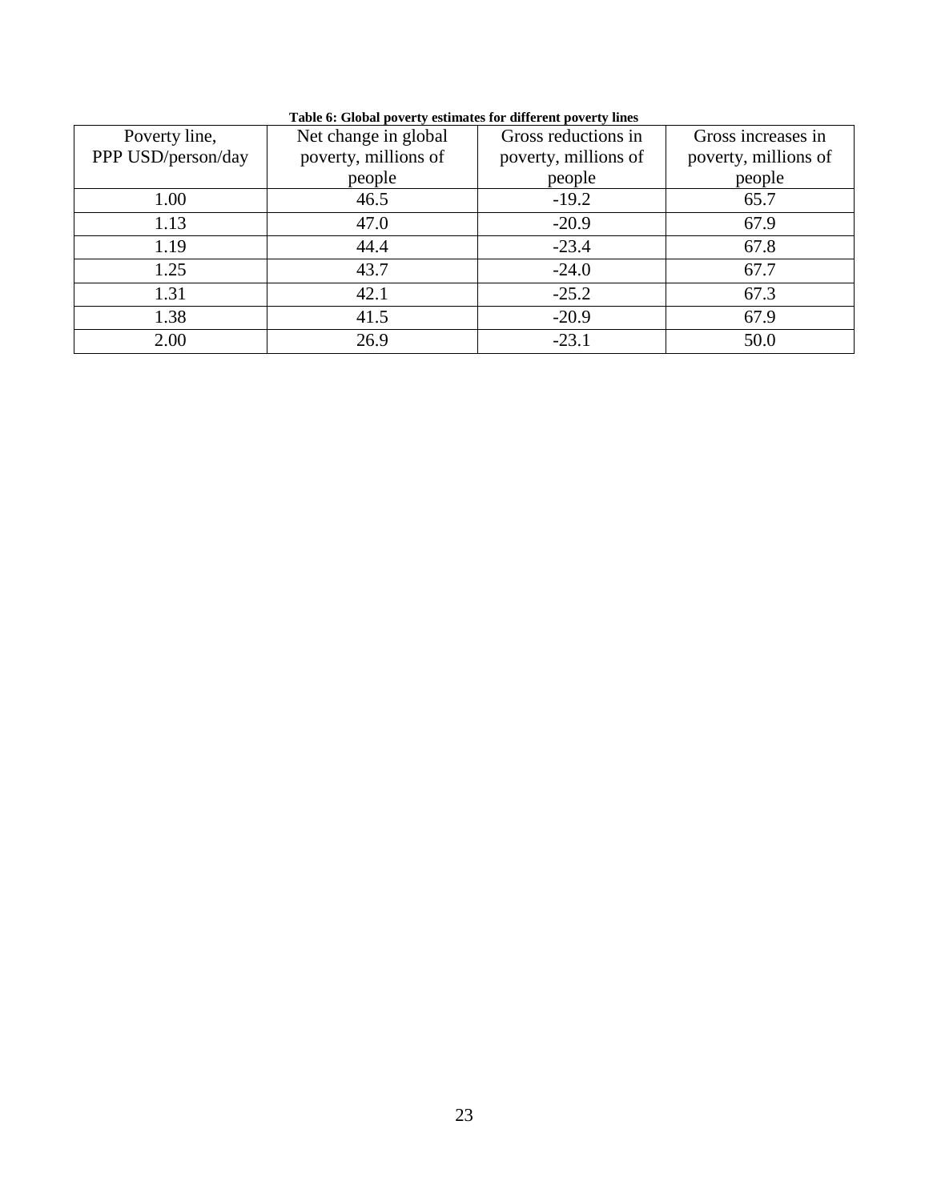**Table 6: Global poverty estimates for different poverty lines**

| Poverty line, PPP USD/person/day | Net change in global poverty, millions of people | Gross reductions in poverty, millions of people | Gross increases in poverty, millions of people |
|---|---|---|---|
| 1.00 | 46.5 | -19.2 | 65.7 |
| 1.13 | 47.0 | -20.9 | 67.9 |
| 1.19 | 44.4 | -23.4 | 67.8 |
| 1.25 | 43.7 | -24.0 | 67.7 |
| 1.31 | 42.1 | -25.2 | 67.3 |
| 1.38 | 41.5 | -20.9 | 67.9 |
| 2.00 | 26.9 | -23.1 | 50.0 |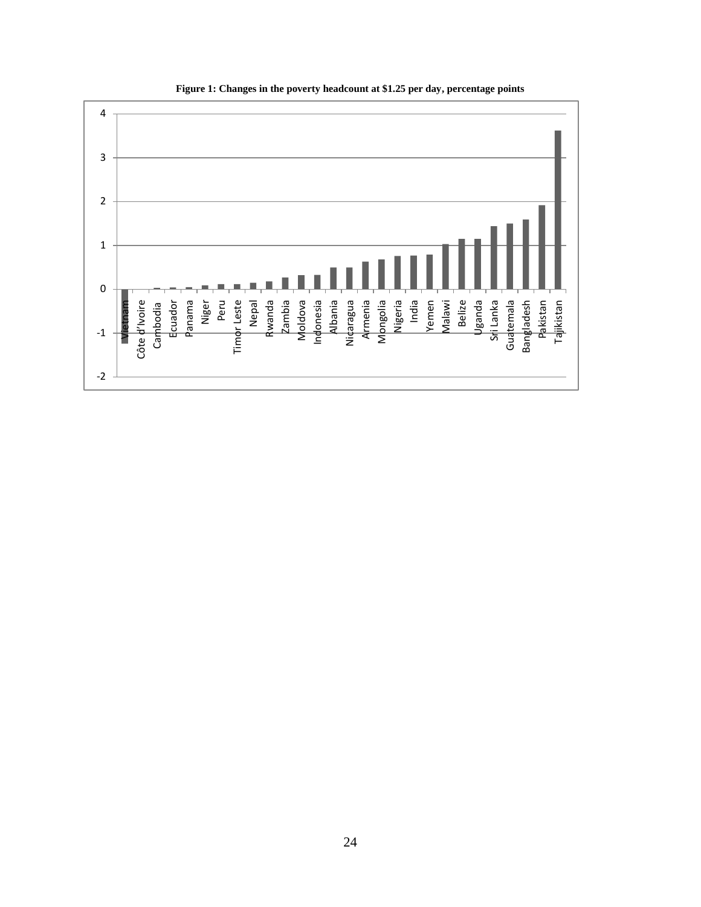**Figure 1: Changes in the poverty headcount at $1.25 per day, percentage points**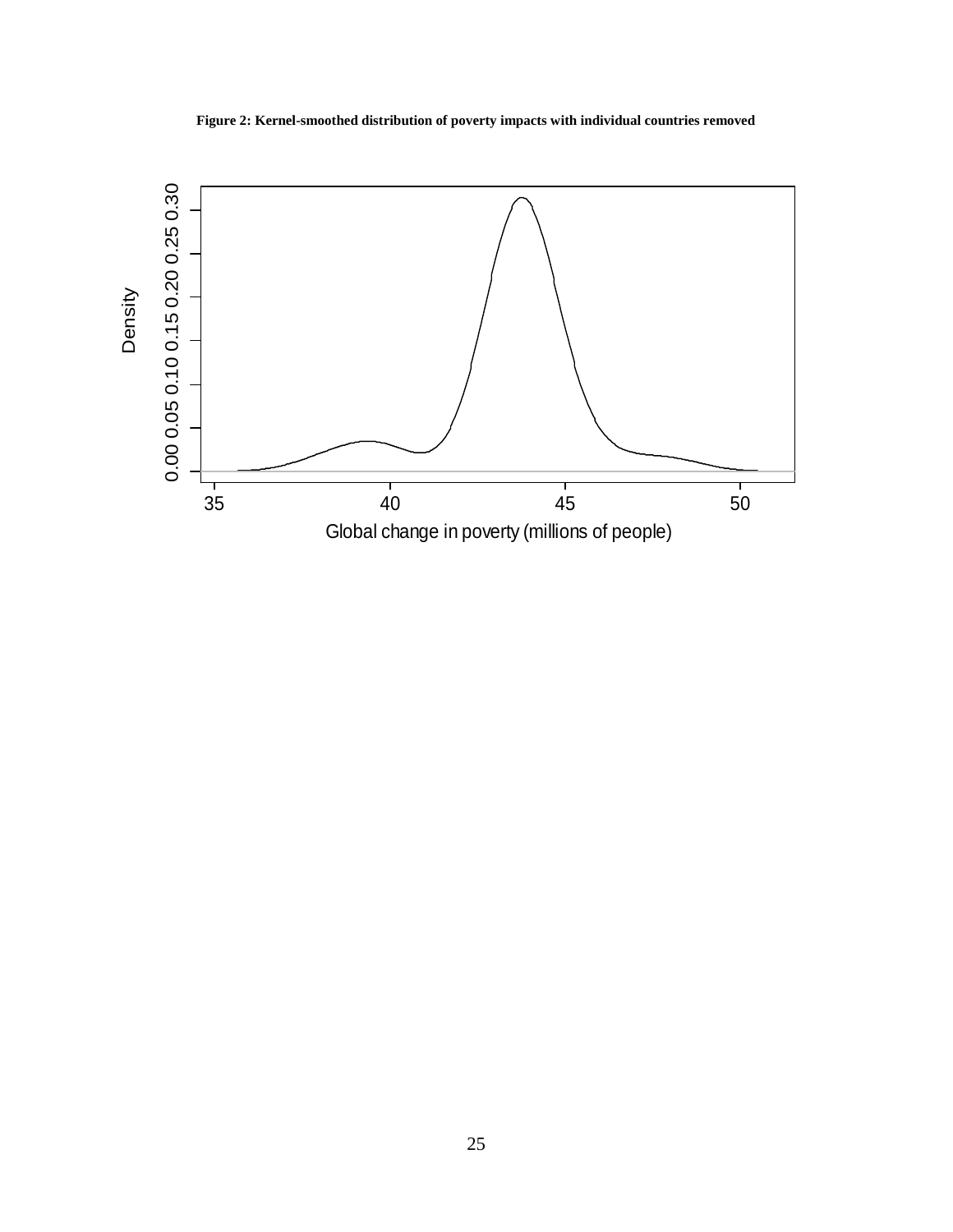**Figure 2: Kernel-smoothed distribution of poverty impacts with individual countries removed**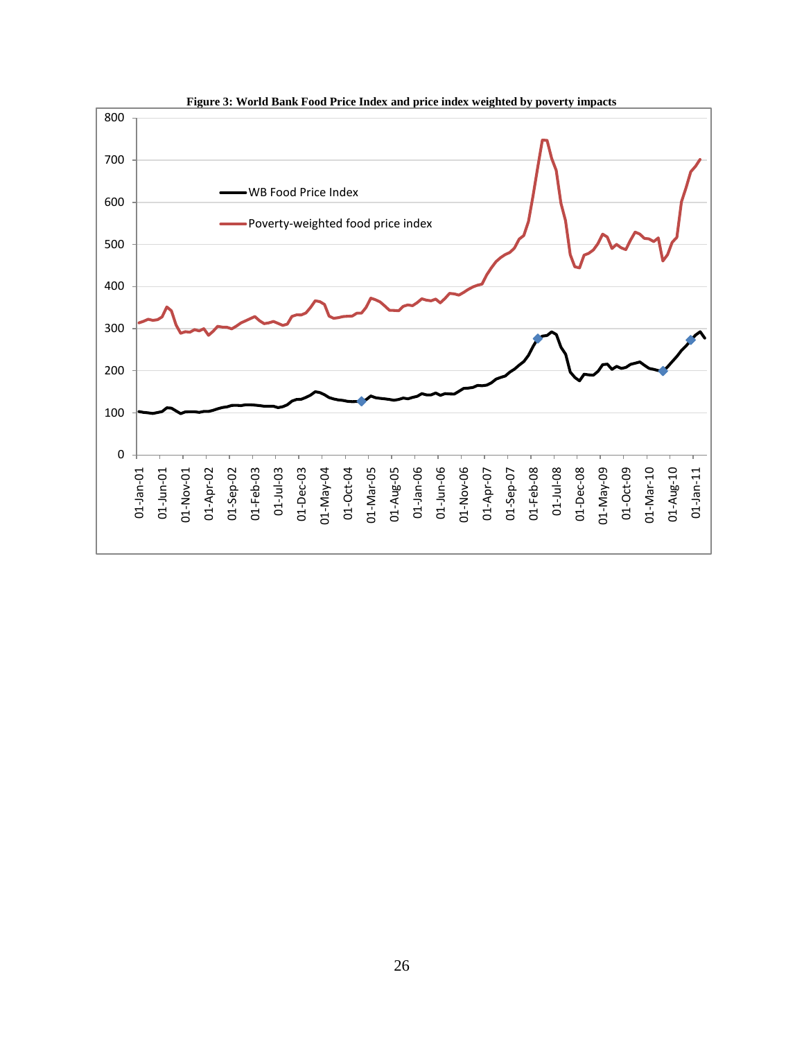**Figure 3: World Bank Food Price Index and price index weighted by poverty impacts**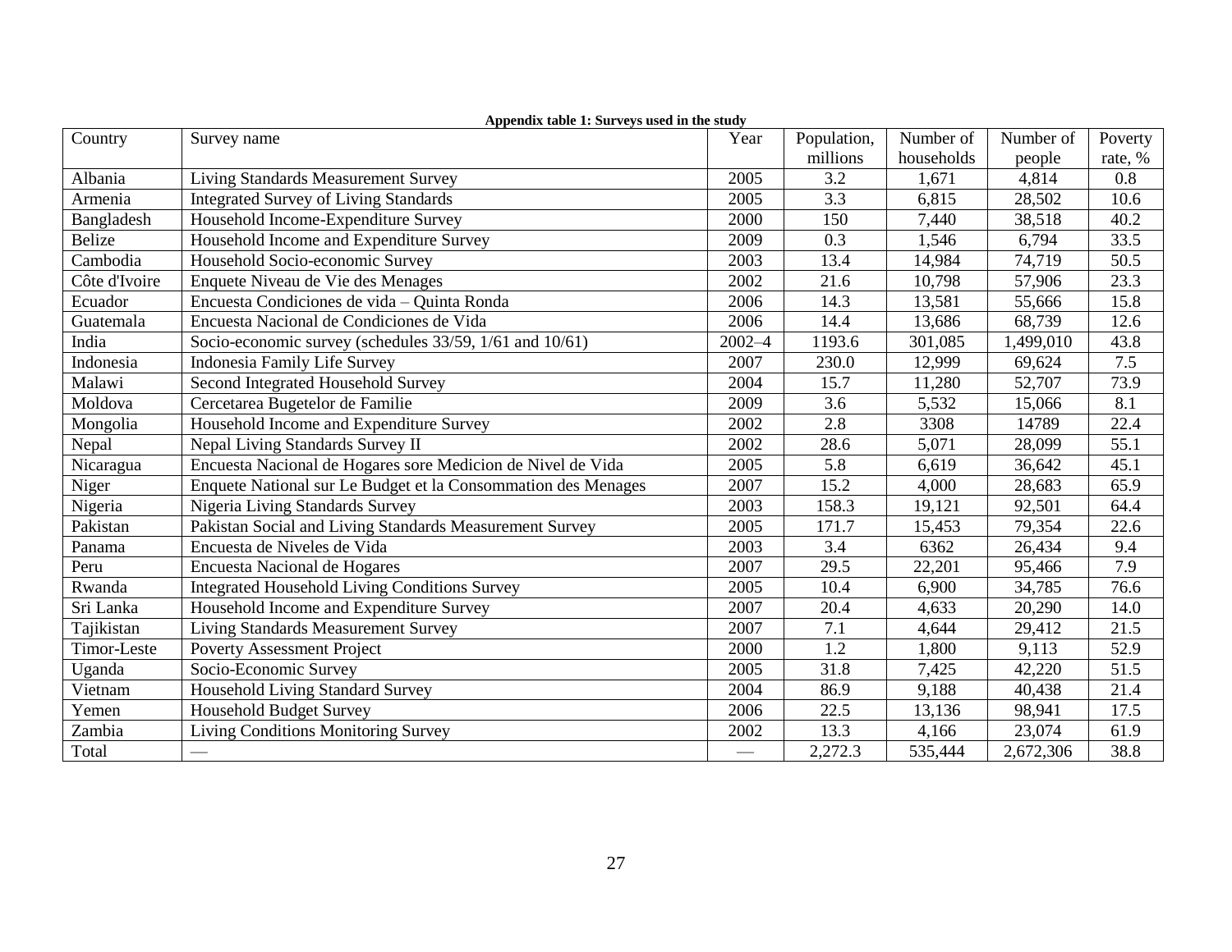**Appendix table 1: Surveys used in the study**

| Country | Survey name | Year | Population, millions | Number of households | Number of people | Poverty rate, % |
|---|---|---|---|---|---|---|
| Albania | Living Standards Measurement Survey | 2005 | 3.2 | 1,671 | 4,814 | 0.8 |
| Armenia | Integrated Survey of Living Standards | 2005 | 3.3 | 6,815 | 28,502 | 10.6 |
| Bangladesh | Household Income-Expenditure Survey | 2000 | 150 | 7,440 | 38,518 | 40.2 |
| Belize | Household Income and Expenditure Survey | 2009 | 0.3 | 1,546 | 6,794 | 33.5 |
| Cambodia | Household Socio-economic Survey | 2003 | 13.4 | 14,984 | 74,719 | 50.5 |
| Côte d'Ivoire | Enquete Niveau de Vie des Menages | 2002 | 21.6 | 10,798 | 57,906 | 23.3 |
| Ecuador | Encuesta Condiciones de vida – Quinta Ronda | 2006 | 14.3 | 13,581 | 55,666 | 15.8 |
| Guatemala | Encuesta Nacional de Condiciones de Vida | 2006 | 14.4 | 13,686 | 68,739 | 12.6 |
| India | Socio-economic survey (schedules 33/59, 1/61 and 10/61) | 2002–4 | 1193.6 | 301,085 | 1,499,010 | 43.8 |
| Indonesia | Indonesia Family Life Survey | 2007 | 230.0 | 12,999 | 69,624 | 7.5 |
| Malawi | Second Integrated Household Survey | 2004 | 15.7 | 11,280 | 52,707 | 73.9 |
| Moldova | Cercetarea Bugetelor de Familie | 2009 | 3.6 | 5,532 | 15,066 | 8.1 |
| Mongolia | Household Income and Expenditure Survey | 2002 | 2.8 | 3308 | 14789 | 22.4 |
| Nepal | Nepal Living Standards Survey II | 2002 | 28.6 | 5,071 | 28,099 | 55.1 |
| Nicaragua | Encuesta Nacional de Hogares sore Medicion de Nivel de Vida | 2005 | 5.8 | 6,619 | 36,642 | 45.1 |
| Niger | Enquete National sur Le Budget et la Consommation des Menages | 2007 | 15.2 | 4,000 | 28,683 | 65.9 |
| Nigeria | Nigeria Living Standards Survey | 2003 | 158.3 | 19,121 | 92,501 | 64.4 |
| Pakistan | Pakistan Social and Living Standards Measurement Survey | 2005 | 171.7 | 15,453 | 79,354 | 22.6 |
| Panama | Encuesta de Niveles de Vida | 2003 | 3.4 | 6362 | 26,434 | 9.4 |
| Peru | Encuesta Nacional de Hogares | 2007 | 29.5 | 22,201 | 95,466 | 7.9 |
| Rwanda | Integrated Household Living Conditions Survey | 2005 | 10.4 | 6,900 | 34,785 | 76.6 |
| Sri Lanka | Household Income and Expenditure Survey | 2007 | 20.4 | 4,633 | 20,290 | 14.0 |
| Tajikistan | Living Standards Measurement Survey | 2007 | 7.1 | 4,644 | 29,412 | 21.5 |
| Timor-Leste | Poverty Assessment Project | 2000 | 1.2 | 1,800 | 9,113 | 52.9 |
| Uganda | Socio-Economic Survey | 2005 | 31.8 | 7,425 | 42,220 | 51.5 |
| Vietnam | Household Living Standard Survey | 2004 | 86.9 | 9,188 | 40,438 | 21.4 |
| Yemen | Household Budget Survey | 2006 | 22.5 | 13,136 | 98,941 | 17.5 |
| Zambia | Living Conditions Monitoring Survey | 2002 | 13.3 | 4,166 | 23,074 | 61.9 |
| Total | — | — | 2,272.3 | 535,444 | 2,672,306 | 38.8 |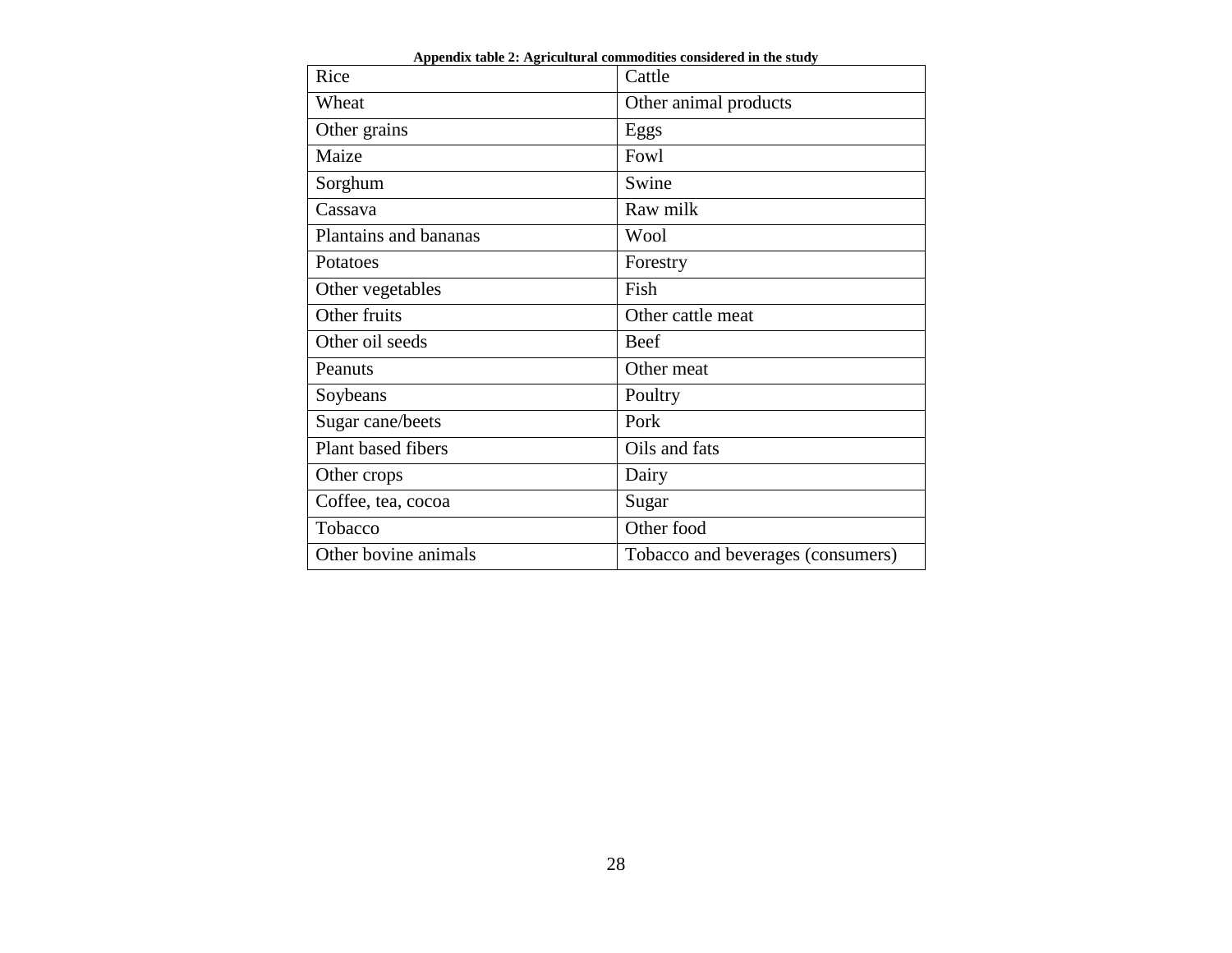**Appendix table 2: Agricultural commodities considered in the study**

| | |
|---|---|
| Rice | Cattle |
| Wheat | Other animal products |
| Other grains | Eggs |
| Maize | Fowl |
| Sorghum | Swine |
| Cassava | Raw milk |
| Plantains and bananas | Wool |
| Potatoes | Forestry |
| Other vegetables | Fish |
| Other fruits | Other cattle meat |
| Other oil seeds | Beef |
| Peanuts | Other meat |
| Soybeans | Poultry |
| Sugar cane/beets | Pork |
| Plant based fibers | Oils and fats |
| Other crops | Dairy |
| Coffee, tea, cocoa | Sugar |
| Tobacco | Other food |
| Other bovine animals | Tobacco and beverages (consumers) |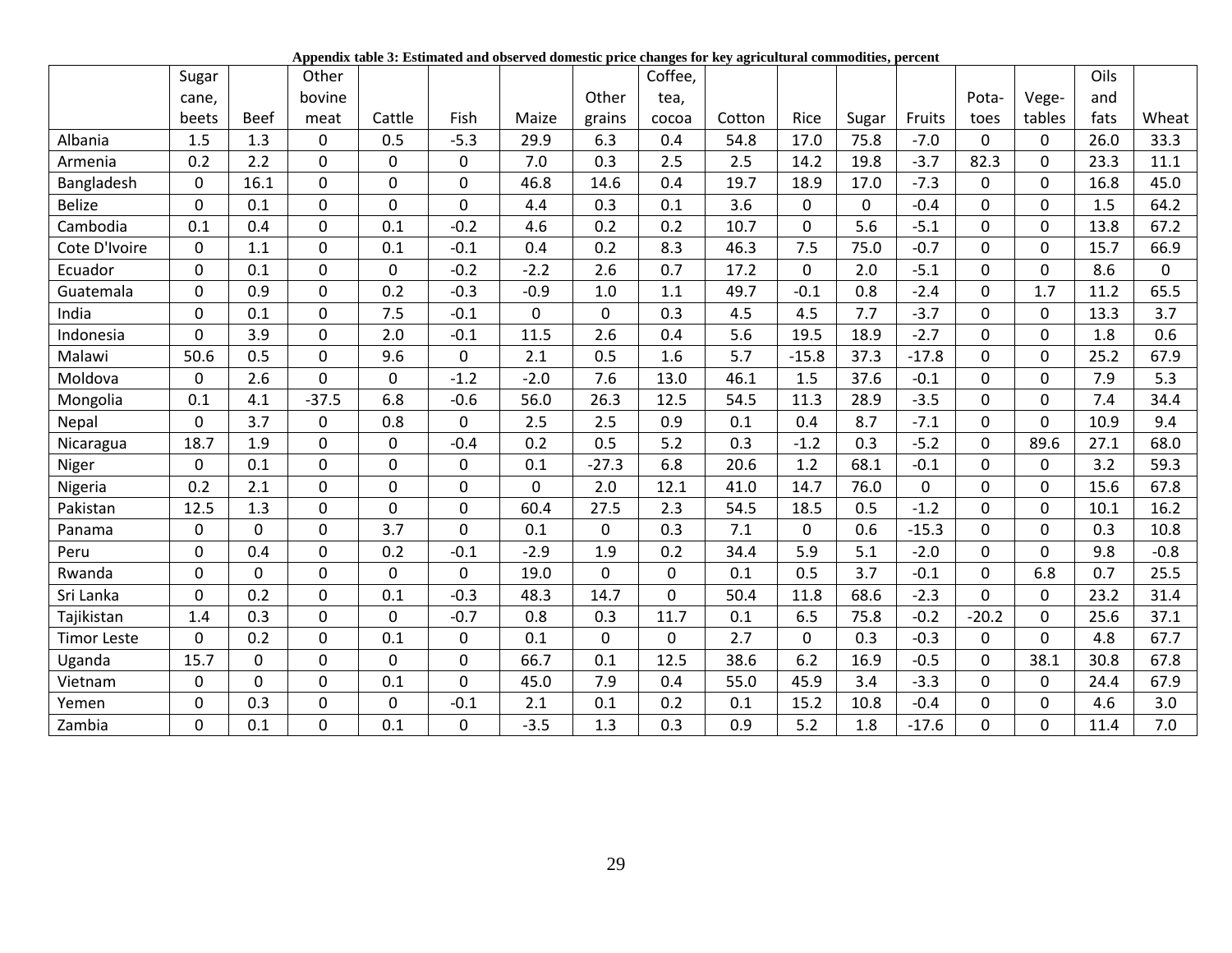**Appendix table 3: Estimated and observed domestic price changes for key agricultural commodities, percent**

| | Sugar cane, beets | Beef | Other bovine meat | Cattle | Fish | Maize | Other grains | Coffee, tea, cocoa | Cotton | Rice | Sugar | Fruits | Pota-toes | Vege-tables | Oils and fats | Wheat |
|---|---|---|---|---|---|---|---|---|---|---|---|---|---|---|---|---|
| Albania | 1.5 | 1.3 | 0 | 0.5 | -5.3 | 29.9 | 6.3 | 0.4 | 54.8 | 17.0 | 75.8 | -7.0 | 0 | 0 | 26.0 | 33.3 |
| Armenia | 0.2 | 2.2 | 0 | 0 | 0 | 7.0 | 0.3 | 2.5 | 2.5 | 14.2 | 19.8 | -3.7 | 82.3 | 0 | 23.3 | 11.1 |
| Bangladesh | 0 | 16.1 | 0 | 0 | 0 | 46.8 | 14.6 | 0.4 | 19.7 | 18.9 | 17.0 | -7.3 | 0 | 0 | 16.8 | 45.0 |
| Belize | 0 | 0.1 | 0 | 0 | 0 | 4.4 | 0.3 | 0.1 | 3.6 | 0 | 0 | -0.4 | 0 | 0 | 1.5 | 64.2 |
| Cambodia | 0.1 | 0.4 | 0 | 0.1 | -0.2 | 4.6 | 0.2 | 0.2 | 10.7 | 0 | 5.6 | -5.1 | 0 | 0 | 13.8 | 67.2 |
| Cote D'Ivoire | 0 | 1.1 | 0 | 0.1 | -0.1 | 0.4 | 0.2 | 8.3 | 46.3 | 7.5 | 75.0 | -0.7 | 0 | 0 | 15.7 | 66.9 |
| Ecuador | 0 | 0.1 | 0 | 0 | -0.2 | -2.2 | 2.6 | 0.7 | 17.2 | 0 | 2.0 | -5.1 | 0 | 0 | 8.6 | 0 |
| Guatemala | 0 | 0.9 | 0 | 0.2 | -0.3 | -0.9 | 1.0 | 1.1 | 49.7 | -0.1 | 0.8 | -2.4 | 0 | 1.7 | 11.2 | 65.5 |
| India | 0 | 0.1 | 0 | 7.5 | -0.1 | 0 | 0 | 0.3 | 4.5 | 4.5 | 7.7 | -3.7 | 0 | 0 | 13.3 | 3.7 |
| Indonesia | 0 | 3.9 | 0 | 2.0 | -0.1 | 11.5 | 2.6 | 0.4 | 5.6 | 19.5 | 18.9 | -2.7 | 0 | 0 | 1.8 | 0.6 |
| Malawi | 50.6 | 0.5 | 0 | 9.6 | 0 | 2.1 | 0.5 | 1.6 | 5.7 | -15.8 | 37.3 | -17.8 | 0 | 0 | 25.2 | 67.9 |
| Moldova | 0 | 2.6 | 0 | 0 | -1.2 | -2.0 | 7.6 | 13.0 | 46.1 | 1.5 | 37.6 | -0.1 | 0 | 0 | 7.9 | 5.3 |
| Mongolia | 0.1 | 4.1 | -37.5 | 6.8 | -0.6 | 56.0 | 26.3 | 12.5 | 54.5 | 11.3 | 28.9 | -3.5 | 0 | 0 | 7.4 | 34.4 |
| Nepal | 0 | 3.7 | 0 | 0.8 | 0 | 2.5 | 2.5 | 0.9 | 0.1 | 0.4 | 8.7 | -7.1 | 0 | 0 | 10.9 | 9.4 |
| Nicaragua | 18.7 | 1.9 | 0 | 0 | -0.4 | 0.2 | 0.5 | 5.2 | 0.3 | -1.2 | 0.3 | -5.2 | 0 | 89.6 | 27.1 | 68.0 |
| Niger | 0 | 0.1 | 0 | 0 | 0 | 0.1 | -27.3 | 6.8 | 20.6 | 1.2 | 68.1 | -0.1 | 0 | 0 | 3.2 | 59.3 |
| Nigeria | 0.2 | 2.1 | 0 | 0 | 0 | 0 | 2.0 | 12.1 | 41.0 | 14.7 | 76.0 | 0 | 0 | 0 | 15.6 | 67.8 |
| Pakistan | 12.5 | 1.3 | 0 | 0 | 0 | 60.4 | 27.5 | 2.3 | 54.5 | 18.5 | 0.5 | -1.2 | 0 | 0 | 10.1 | 16.2 |
| Panama | 0 | 0 | 0 | 3.7 | 0 | 0.1 | 0 | 0.3 | 7.1 | 0 | 0.6 | -15.3 | 0 | 0 | 0.3 | 10.8 |
| Peru | 0 | 0.4 | 0 | 0.2 | -0.1 | -2.9 | 1.9 | 0.2 | 34.4 | 5.9 | 5.1 | -2.0 | 0 | 0 | 9.8 | -0.8 |
| Rwanda | 0 | 0 | 0 | 0 | 0 | 19.0 | 0 | 0 | 0.1 | 0.5 | 3.7 | -0.1 | 0 | 6.8 | 0.7 | 25.5 |
| Sri Lanka | 0 | 0.2 | 0 | 0.1 | -0.3 | 48.3 | 14.7 | 0 | 50.4 | 11.8 | 68.6 | -2.3 | 0 | 0 | 23.2 | 31.4 |
| Tajikistan | 1.4 | 0.3 | 0 | 0 | -0.7 | 0.8 | 0.3 | 11.7 | 0.1 | 6.5 | 75.8 | -0.2 | -20.2 | 0 | 25.6 | 37.1 |
| Timor Leste | 0 | 0.2 | 0 | 0.1 | 0 | 0.1 | 0 | 0 | 2.7 | 0 | 0.3 | -0.3 | 0 | 0 | 4.8 | 67.7 |
| Uganda | 15.7 | 0 | 0 | 0 | 0 | 66.7 | 0.1 | 12.5 | 38.6 | 6.2 | 16.9 | -0.5 | 0 | 38.1 | 30.8 | 67.8 |
| Vietnam | 0 | 0 | 0 | 0.1 | 0 | 45.0 | 7.9 | 0.4 | 55.0 | 45.9 | 3.4 | -3.3 | 0 | 0 | 24.4 | 67.9 |
| Yemen | 0 | 0.3 | 0 | 0 | -0.1 | 2.1 | 0.1 | 0.2 | 0.1 | 15.2 | 10.8 | -0.4 | 0 | 0 | 4.6 | 3.0 |
| Zambia | 0 | 0.1 | 0 | 0.1 | 0 | -3.5 | 1.3 | 0.3 | 0.9 | 5.2 | 1.8 | -17.6 | 0 | 0 | 11.4 | 7.0 |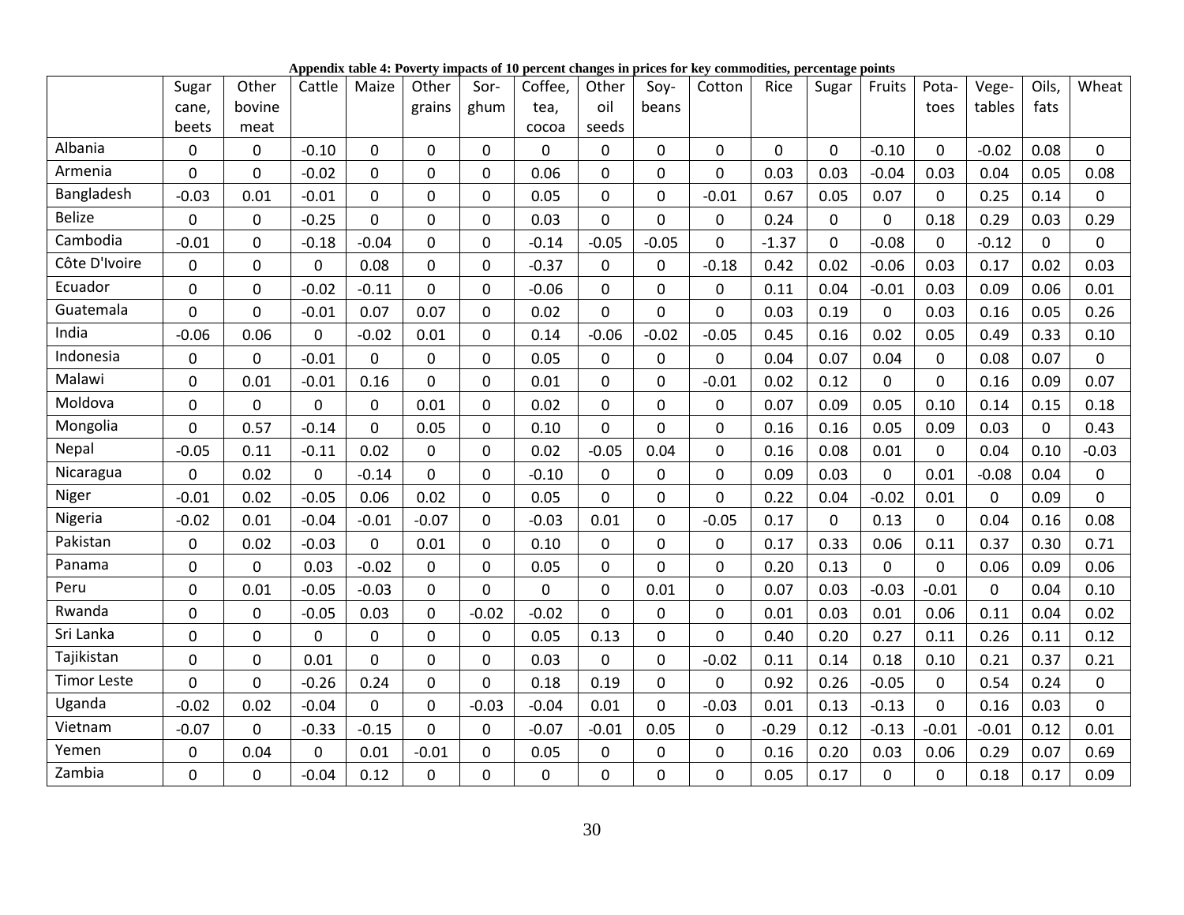**Appendix table 4: Poverty impacts of 10 percent changes in prices for key commodities, percentage points**

| | Sugar cane, beets | Other bovine meat | Cattle | Maize | Other grains | Sor-ghum | Coffee, tea, cocoa | Other oil seeds | Soy-beans | Cotton | Rice | Sugar | Fruits | Pota-toes | Vege-tables | Oils, fats | Wheat |
|---|---|---|---|---|---|---|---|---|---|---|---|---|---|---|---|---|---|
| Albania | 0 | 0 | -0.10 | 0 | 0 | 0 | 0 | 0 | 0 | 0 | 0 | 0 | -0.10 | 0 | -0.02 | 0.08 | 0 |
| Armenia | 0 | 0 | -0.02 | 0 | 0 | 0 | 0.06 | 0 | 0 | 0 | 0.03 | 0.03 | -0.04 | 0.03 | 0.04 | 0.05 | 0.08 |
| Bangladesh | -0.03 | 0.01 | -0.01 | 0 | 0 | 0 | 0.05 | 0 | 0 | -0.01 | 0.67 | 0.05 | 0.07 | 0 | 0.25 | 0.14 | 0 |
| Belize | 0 | 0 | -0.25 | 0 | 0 | 0 | 0.03 | 0 | 0 | 0 | 0.24 | 0 | 0 | 0.18 | 0.29 | 0.03 | 0.29 |
| Cambodia | -0.01 | 0 | -0.18 | -0.04 | 0 | 0 | -0.14 | -0.05 | -0.05 | 0 | -1.37 | 0 | -0.08 | 0 | -0.12 | 0 | 0 |
| Côte D'Ivoire | 0 | 0 | 0 | 0.08 | 0 | 0 | -0.37 | 0 | 0 | -0.18 | 0.42 | 0.02 | -0.06 | 0.03 | 0.17 | 0.02 | 0.03 |
| Ecuador | 0 | 0 | -0.02 | -0.11 | 0 | 0 | -0.06 | 0 | 0 | 0 | 0.11 | 0.04 | -0.01 | 0.03 | 0.09 | 0.06 | 0.01 |
| Guatemala | 0 | 0 | -0.01 | 0.07 | 0.07 | 0 | 0.02 | 0 | 0 | 0 | 0.03 | 0.19 | 0 | 0.03 | 0.16 | 0.05 | 0.26 |
| India | -0.06 | 0.06 | 0 | -0.02 | 0.01 | 0 | 0.14 | -0.06 | -0.02 | -0.05 | 0.45 | 0.16 | 0.02 | 0.05 | 0.49 | 0.33 | 0.10 |
| Indonesia | 0 | 0 | -0.01 | 0 | 0 | 0 | 0.05 | 0 | 0 | 0 | 0.04 | 0.07 | 0.04 | 0 | 0.08 | 0.07 | 0 |
| Malawi | 0 | 0.01 | -0.01 | 0.16 | 0 | 0 | 0.01 | 0 | 0 | -0.01 | 0.02 | 0.12 | 0 | 0 | 0.16 | 0.09 | 0.07 |
| Moldova | 0 | 0 | 0 | 0 | 0.01 | 0 | 0.02 | 0 | 0 | 0 | 0.07 | 0.09 | 0.05 | 0.10 | 0.14 | 0.15 | 0.18 |
| Mongolia | 0 | 0.57 | -0.14 | 0 | 0.05 | 0 | 0.10 | 0 | 0 | 0 | 0.16 | 0.16 | 0.05 | 0.09 | 0.03 | 0 | 0.43 |
| Nepal | -0.05 | 0.11 | -0.11 | 0.02 | 0 | 0 | 0.02 | -0.05 | 0.04 | 0 | 0.16 | 0.08 | 0.01 | 0 | 0.04 | 0.10 | -0.03 |
| Nicaragua | 0 | 0.02 | 0 | -0.14 | 0 | 0 | -0.10 | 0 | 0 | 0 | 0.09 | 0.03 | 0 | 0.01 | -0.08 | 0.04 | 0 |
| Niger | -0.01 | 0.02 | -0.05 | 0.06 | 0.02 | 0 | 0.05 | 0 | 0 | 0 | 0.22 | 0.04 | -0.02 | 0.01 | 0 | 0.09 | 0 |
| Nigeria | -0.02 | 0.01 | -0.04 | -0.01 | -0.07 | 0 | -0.03 | 0.01 | 0 | -0.05 | 0.17 | 0 | 0.13 | 0 | 0.04 | 0.16 | 0.08 |
| Pakistan | 0 | 0.02 | -0.03 | 0 | 0.01 | 0 | 0.10 | 0 | 0 | 0 | 0.17 | 0.33 | 0.06 | 0.11 | 0.37 | 0.30 | 0.71 |
| Panama | 0 | 0 | 0.03 | -0.02 | 0 | 0 | 0.05 | 0 | 0 | 0 | 0.20 | 0.13 | 0 | 0 | 0.06 | 0.09 | 0.06 |
| Peru | 0 | 0.01 | -0.05 | -0.03 | 0 | 0 | 0 | 0 | 0.01 | 0 | 0.07 | 0.03 | -0.03 | -0.01 | 0 | 0.04 | 0.10 |
| Rwanda | 0 | 0 | -0.05 | 0.03 | 0 | -0.02 | -0.02 | 0 | 0 | 0 | 0.01 | 0.03 | 0.01 | 0.06 | 0.11 | 0.04 | 0.02 |
| Sri Lanka | 0 | 0 | 0 | 0 | 0 | 0 | 0.05 | 0.13 | 0 | 0 | 0.40 | 0.20 | 0.27 | 0.11 | 0.26 | 0.11 | 0.12 |
| Tajikistan | 0 | 0 | 0.01 | 0 | 0 | 0 | 0.03 | 0 | 0 | -0.02 | 0.11 | 0.14 | 0.18 | 0.10 | 0.21 | 0.37 | 0.21 |
| Timor Leste | 0 | 0 | -0.26 | 0.24 | 0 | 0 | 0.18 | 0.19 | 0 | 0 | 0.92 | 0.26 | -0.05 | 0 | 0.54 | 0.24 | 0 |
| Uganda | -0.02 | 0.02 | -0.04 | 0 | 0 | -0.03 | -0.04 | 0.01 | 0 | -0.03 | 0.01 | 0.13 | -0.13 | 0 | 0.16 | 0.03 | 0 |
| Vietnam | -0.07 | 0 | -0.33 | -0.15 | 0 | 0 | -0.07 | -0.01 | 0.05 | 0 | -0.29 | 0.12 | -0.13 | -0.01 | -0.01 | 0.12 | 0.01 |
| Yemen | 0 | 0.04 | 0 | 0.01 | -0.01 | 0 | 0.05 | 0 | 0 | 0 | 0.16 | 0.20 | 0.03 | 0.06 | 0.29 | 0.07 | 0.69 |
| Zambia | 0 | 0 | -0.04 | 0.12 | 0 | 0 | 0 | 0 | 0 | 0 | 0.05 | 0.17 | 0 | 0 | 0.18 | 0.17 | 0.09 |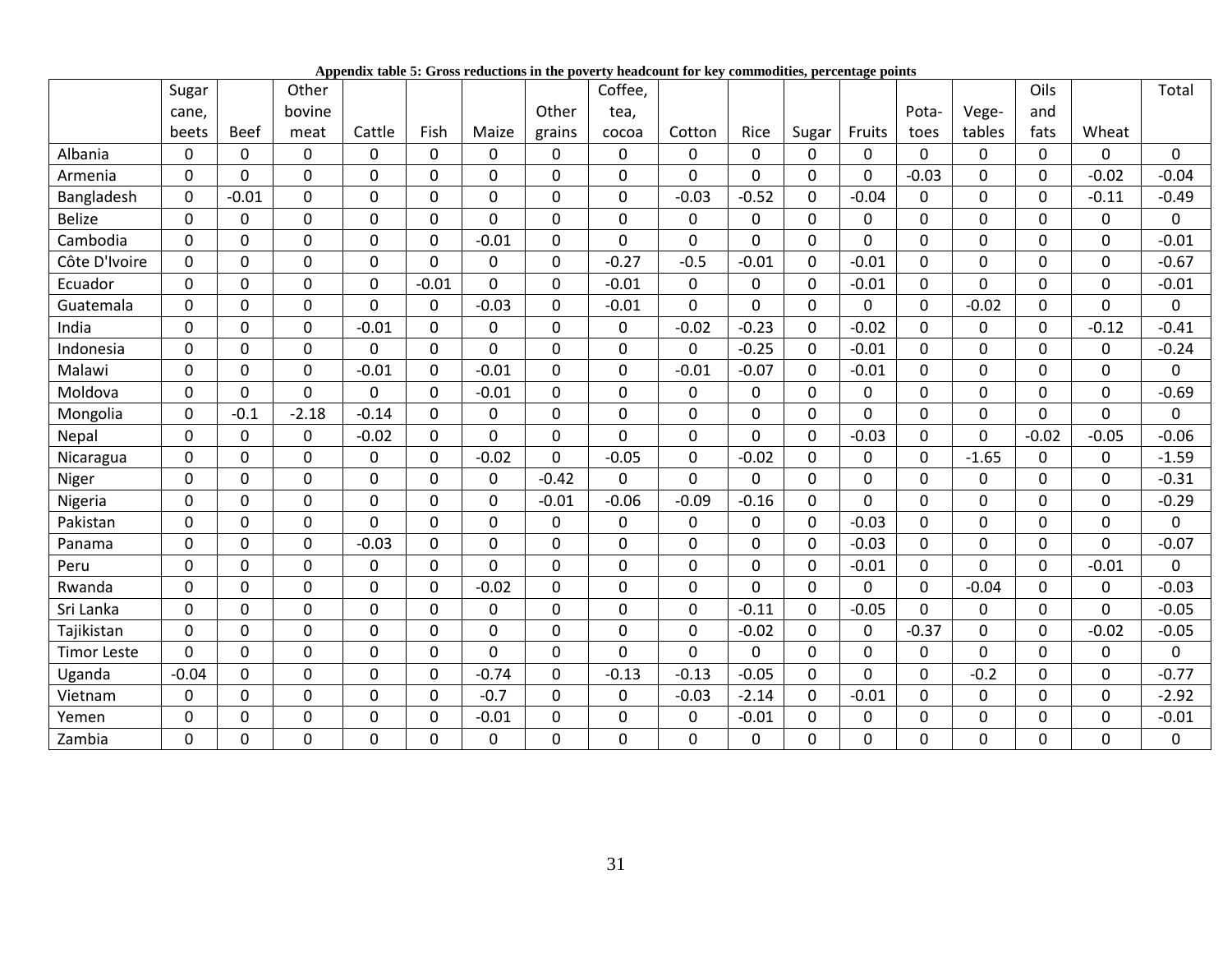**Appendix table 5: Gross reductions in the poverty headcount for key commodities, percentage points**

| | Sugar cane, beets | Beef | Other bovine meat | Cattle | Fish | Maize | Other grains | Coffee, tea, cocoa | Cotton | Rice | Sugar | Fruits | Pota-toes | Vege-tables | Oils and fats | Wheat | Total |
|---|---|---|---|---|---|---|---|---|---|---|---|---|---|---|---|---|---|
| Albania | 0 | 0 | 0 | 0 | 0 | 0 | 0 | 0 | 0 | 0 | 0 | 0 | 0 | 0 | 0 | 0 | 0 |
| Armenia | 0 | 0 | 0 | 0 | 0 | 0 | 0 | 0 | 0 | 0 | 0 | 0 | -0.03 | 0 | 0 | -0.02 | -0.04 |
| Bangladesh | 0 | -0.01 | 0 | 0 | 0 | 0 | 0 | 0 | -0.03 | -0.52 | 0 | -0.04 | 0 | 0 | 0 | -0.11 | -0.49 |
| Belize | 0 | 0 | 0 | 0 | 0 | 0 | 0 | 0 | 0 | 0 | 0 | 0 | 0 | 0 | 0 | 0 | 0 |
| Cambodia | 0 | 0 | 0 | 0 | 0 | -0.01 | 0 | 0 | 0 | 0 | 0 | 0 | 0 | 0 | 0 | 0 | -0.01 |
| Côte D'Ivoire | 0 | 0 | 0 | 0 | 0 | 0 | 0 | -0.27 | -0.5 | -0.01 | 0 | -0.01 | 0 | 0 | 0 | 0 | -0.67 |
| Ecuador | 0 | 0 | 0 | 0 | -0.01 | 0 | 0 | -0.01 | 0 | 0 | 0 | -0.01 | 0 | 0 | 0 | 0 | -0.01 |
| Guatemala | 0 | 0 | 0 | 0 | 0 | -0.03 | 0 | -0.01 | 0 | 0 | 0 | 0 | 0 | -0.02 | 0 | 0 | 0 |
| India | 0 | 0 | 0 | -0.01 | 0 | 0 | 0 | 0 | -0.02 | -0.23 | 0 | -0.02 | 0 | 0 | 0 | -0.12 | -0.41 |
| Indonesia | 0 | 0 | 0 | 0 | 0 | 0 | 0 | 0 | 0 | -0.25 | 0 | -0.01 | 0 | 0 | 0 | 0 | -0.24 |
| Malawi | 0 | 0 | 0 | -0.01 | 0 | -0.01 | 0 | 0 | -0.01 | -0.07 | 0 | -0.01 | 0 | 0 | 0 | 0 | 0 |
| Moldova | 0 | 0 | 0 | 0 | 0 | -0.01 | 0 | 0 | 0 | 0 | 0 | 0 | 0 | 0 | 0 | 0 | -0.69 |
| Mongolia | 0 | -0.1 | -2.18 | -0.14 | 0 | 0 | 0 | 0 | 0 | 0 | 0 | 0 | 0 | 0 | 0 | 0 | 0 |
| Nepal | 0 | 0 | 0 | -0.02 | 0 | 0 | 0 | 0 | 0 | 0 | 0 | -0.03 | 0 | 0 | -0.02 | -0.05 | -0.06 |
| Nicaragua | 0 | 0 | 0 | 0 | 0 | -0.02 | 0 | -0.05 | 0 | -0.02 | 0 | 0 | 0 | -1.65 | 0 | 0 | -1.59 |
| Niger | 0 | 0 | 0 | 0 | 0 | 0 | -0.42 | 0 | 0 | 0 | 0 | 0 | 0 | 0 | 0 | 0 | -0.31 |
| Nigeria | 0 | 0 | 0 | 0 | 0 | 0 | -0.01 | -0.06 | -0.09 | -0.16 | 0 | 0 | 0 | 0 | 0 | 0 | -0.29 |
| Pakistan | 0 | 0 | 0 | 0 | 0 | 0 | 0 | 0 | 0 | 0 | 0 | -0.03 | 0 | 0 | 0 | 0 | 0 |
| Panama | 0 | 0 | 0 | -0.03 | 0 | 0 | 0 | 0 | 0 | 0 | 0 | -0.03 | 0 | 0 | 0 | 0 | -0.07 |
| Peru | 0 | 0 | 0 | 0 | 0 | 0 | 0 | 0 | 0 | 0 | 0 | -0.01 | 0 | 0 | 0 | -0.01 | 0 |
| Rwanda | 0 | 0 | 0 | 0 | 0 | -0.02 | 0 | 0 | 0 | 0 | 0 | 0 | 0 | -0.04 | 0 | 0 | -0.03 |
| Sri Lanka | 0 | 0 | 0 | 0 | 0 | 0 | 0 | 0 | 0 | -0.11 | 0 | -0.05 | 0 | 0 | 0 | 0 | -0.05 |
| Tajikistan | 0 | 0 | 0 | 0 | 0 | 0 | 0 | 0 | 0 | -0.02 | 0 | 0 | -0.37 | 0 | 0 | -0.02 | -0.05 |
| Timor Leste | 0 | 0 | 0 | 0 | 0 | 0 | 0 | 0 | 0 | 0 | 0 | 0 | 0 | 0 | 0 | 0 | 0 |
| Uganda | -0.04 | 0 | 0 | 0 | 0 | -0.74 | 0 | -0.13 | -0.13 | -0.05 | 0 | 0 | 0 | -0.2 | 0 | 0 | -0.77 |
| Vietnam | 0 | 0 | 0 | 0 | 0 | -0.7 | 0 | 0 | -0.03 | -2.14 | 0 | -0.01 | 0 | 0 | 0 | 0 | -2.92 |
| Yemen | 0 | 0 | 0 | 0 | 0 | -0.01 | 0 | 0 | 0 | -0.01 | 0 | 0 | 0 | 0 | 0 | 0 | -0.01 |
| Zambia | 0 | 0 | 0 | 0 | 0 | 0 | 0 | 0 | 0 | 0 | 0 | 0 | 0 | 0 | 0 | 0 | 0 |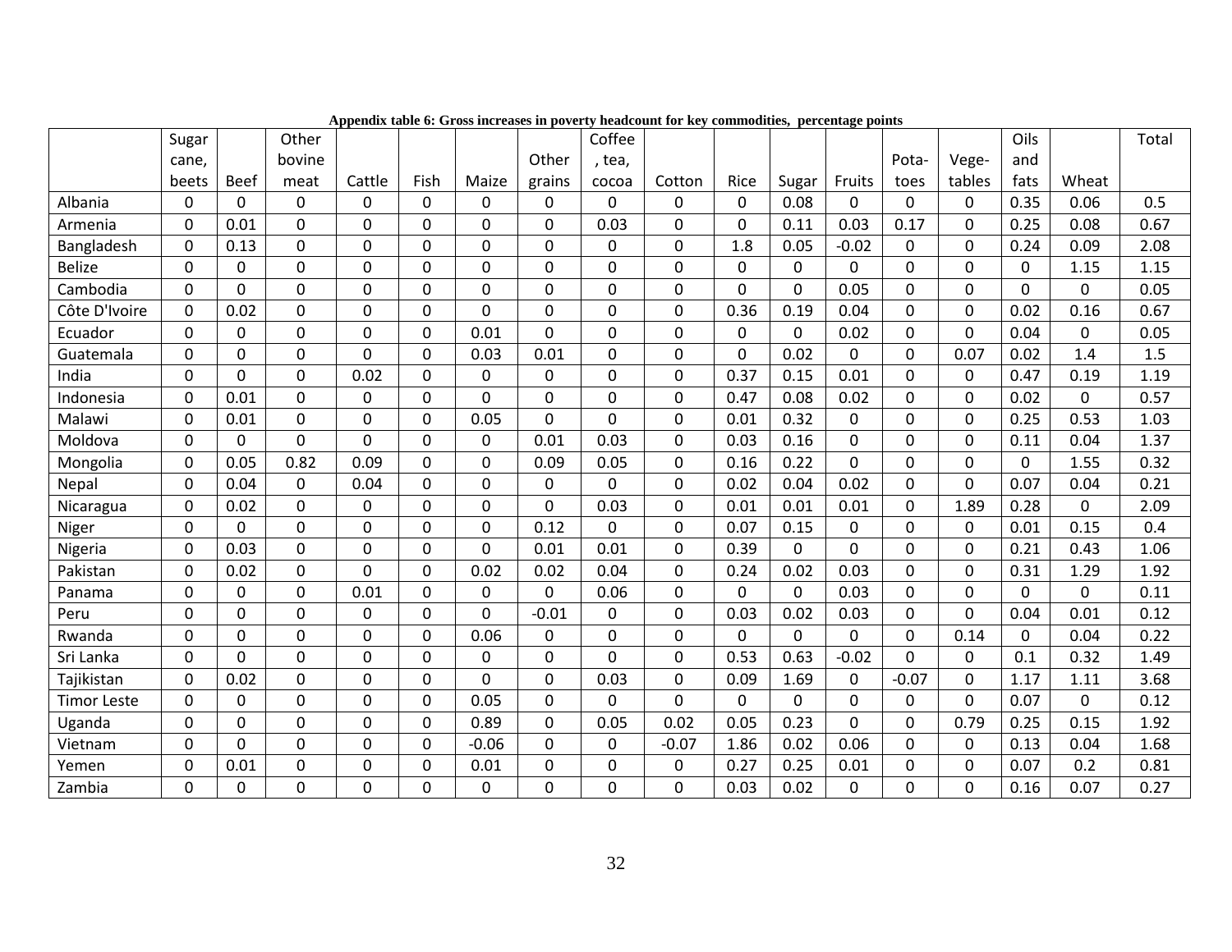**Appendix table 6: Gross increases in poverty headcount for key commodities, percentage points**

| | Sugar cane, beets | Beef | Other bovine meat | Cattle | Fish | Maize | Other grains | Coffee, tea, cocoa | Cotton | Rice | Sugar | Fruits | Potatoes | Vegetables | Oils and fats | Wheat | Total |
|---|---|---|---|---|---|---|---|---|---|---|---|---|---|---|---|---|---|
| Albania | 0 | 0 | 0 | 0 | 0 | 0 | 0 | 0 | 0 | 0 | 0.08 | 0 | 0 | 0 | 0.35 | 0.06 | 0.5 |
| Armenia | 0 | 0.01 | 0 | 0 | 0 | 0 | 0 | 0.03 | 0 | 0 | 0.11 | 0.03 | 0.17 | 0 | 0.25 | 0.08 | 0.67 |
| Bangladesh | 0 | 0.13 | 0 | 0 | 0 | 0 | 0 | 0 | 0 | 1.8 | 0.05 | -0.02 | 0 | 0 | 0.24 | 0.09 | 2.08 |
| Belize | 0 | 0 | 0 | 0 | 0 | 0 | 0 | 0 | 0 | 0 | 0 | 0 | 0 | 0 | 0 | 1.15 | 1.15 |
| Cambodia | 0 | 0 | 0 | 0 | 0 | 0 | 0 | 0 | 0 | 0 | 0 | 0.05 | 0 | 0 | 0 | 0 | 0.05 |
| Côte D'Ivoire | 0 | 0.02 | 0 | 0 | 0 | 0 | 0 | 0 | 0 | 0.36 | 0.19 | 0.04 | 0 | 0 | 0.02 | 0.16 | 0.67 |
| Ecuador | 0 | 0 | 0 | 0 | 0 | 0.01 | 0 | 0 | 0 | 0 | 0 | 0.02 | 0 | 0 | 0.04 | 0 | 0.05 |
| Guatemala | 0 | 0 | 0 | 0 | 0 | 0.03 | 0.01 | 0 | 0 | 0 | 0.02 | 0 | 0 | 0.07 | 0.02 | 1.4 | 1.5 |
| India | 0 | 0 | 0 | 0.02 | 0 | 0 | 0 | 0 | 0 | 0.37 | 0.15 | 0.01 | 0 | 0 | 0.47 | 0.19 | 1.19 |
| Indonesia | 0 | 0.01 | 0 | 0 | 0 | 0 | 0 | 0 | 0 | 0.47 | 0.08 | 0.02 | 0 | 0 | 0.02 | 0 | 0.57 |
| Malawi | 0 | 0.01 | 0 | 0 | 0 | 0.05 | 0 | 0 | 0 | 0.01 | 0.32 | 0 | 0 | 0 | 0.25 | 0.53 | 1.03 |
| Moldova | 0 | 0 | 0 | 0 | 0 | 0 | 0.01 | 0.03 | 0 | 0.03 | 0.16 | 0 | 0 | 0 | 0.11 | 0.04 | 1.37 |
| Mongolia | 0 | 0.05 | 0.82 | 0.09 | 0 | 0 | 0.09 | 0.05 | 0 | 0.16 | 0.22 | 0 | 0 | 0 | 0 | 1.55 | 0.32 |
| Nepal | 0 | 0.04 | 0 | 0.04 | 0 | 0 | 0 | 0 | 0 | 0.02 | 0.04 | 0.02 | 0 | 0 | 0.07 | 0.04 | 0.21 |
| Nicaragua | 0 | 0.02 | 0 | 0 | 0 | 0 | 0 | 0.03 | 0 | 0.01 | 0.01 | 0.01 | 0 | 1.89 | 0.28 | 0 | 2.09 |
| Niger | 0 | 0 | 0 | 0 | 0 | 0 | 0.12 | 0 | 0 | 0.07 | 0.15 | 0 | 0 | 0 | 0.01 | 0.15 | 0.4 |
| Nigeria | 0 | 0.03 | 0 | 0 | 0 | 0 | 0.01 | 0.01 | 0 | 0.39 | 0 | 0 | 0 | 0 | 0.21 | 0.43 | 1.06 |
| Pakistan | 0 | 0.02 | 0 | 0 | 0 | 0.02 | 0.02 | 0.04 | 0 | 0.24 | 0.02 | 0.03 | 0 | 0 | 0.31 | 1.29 | 1.92 |
| Panama | 0 | 0 | 0 | 0.01 | 0 | 0 | 0 | 0.06 | 0 | 0 | 0 | 0.03 | 0 | 0 | 0 | 0 | 0.11 |
| Peru | 0 | 0 | 0 | 0 | 0 | 0 | -0.01 | 0 | 0 | 0.03 | 0.02 | 0.03 | 0 | 0 | 0.04 | 0.01 | 0.12 |
| Rwanda | 0 | 0 | 0 | 0 | 0 | 0.06 | 0 | 0 | 0 | 0 | 0 | 0 | 0 | 0.14 | 0 | 0.04 | 0.22 |
| Sri Lanka | 0 | 0 | 0 | 0 | 0 | 0 | 0 | 0 | 0 | 0.53 | 0.63 | -0.02 | 0 | 0 | 0.1 | 0.32 | 1.49 |
| Tajikistan | 0 | 0.02 | 0 | 0 | 0 | 0 | 0 | 0.03 | 0 | 0.09 | 1.69 | 0 | -0.07 | 0 | 1.17 | 1.11 | 3.68 |
| Timor Leste | 0 | 0 | 0 | 0 | 0 | 0.05 | 0 | 0 | 0 | 0 | 0 | 0 | 0 | 0 | 0.07 | 0 | 0.12 |
| Uganda | 0 | 0 | 0 | 0 | 0 | 0.89 | 0 | 0.05 | 0.02 | 0.05 | 0.23 | 0 | 0 | 0.79 | 0.25 | 0.15 | 1.92 |
| Vietnam | 0 | 0 | 0 | 0 | 0 | -0.06 | 0 | 0 | -0.07 | 1.86 | 0.02 | 0.06 | 0 | 0 | 0.13 | 0.04 | 1.68 |
| Yemen | 0 | 0.01 | 0 | 0 | 0 | 0.01 | 0 | 0 | 0 | 0.27 | 0.25 | 0.01 | 0 | 0 | 0.07 | 0.2 | 0.81 |
| Zambia | 0 | 0 | 0 | 0 | 0 | 0 | 0 | 0 | 0 | 0.03 | 0.02 | 0 | 0 | 0 | 0.16 | 0.07 | 0.27 |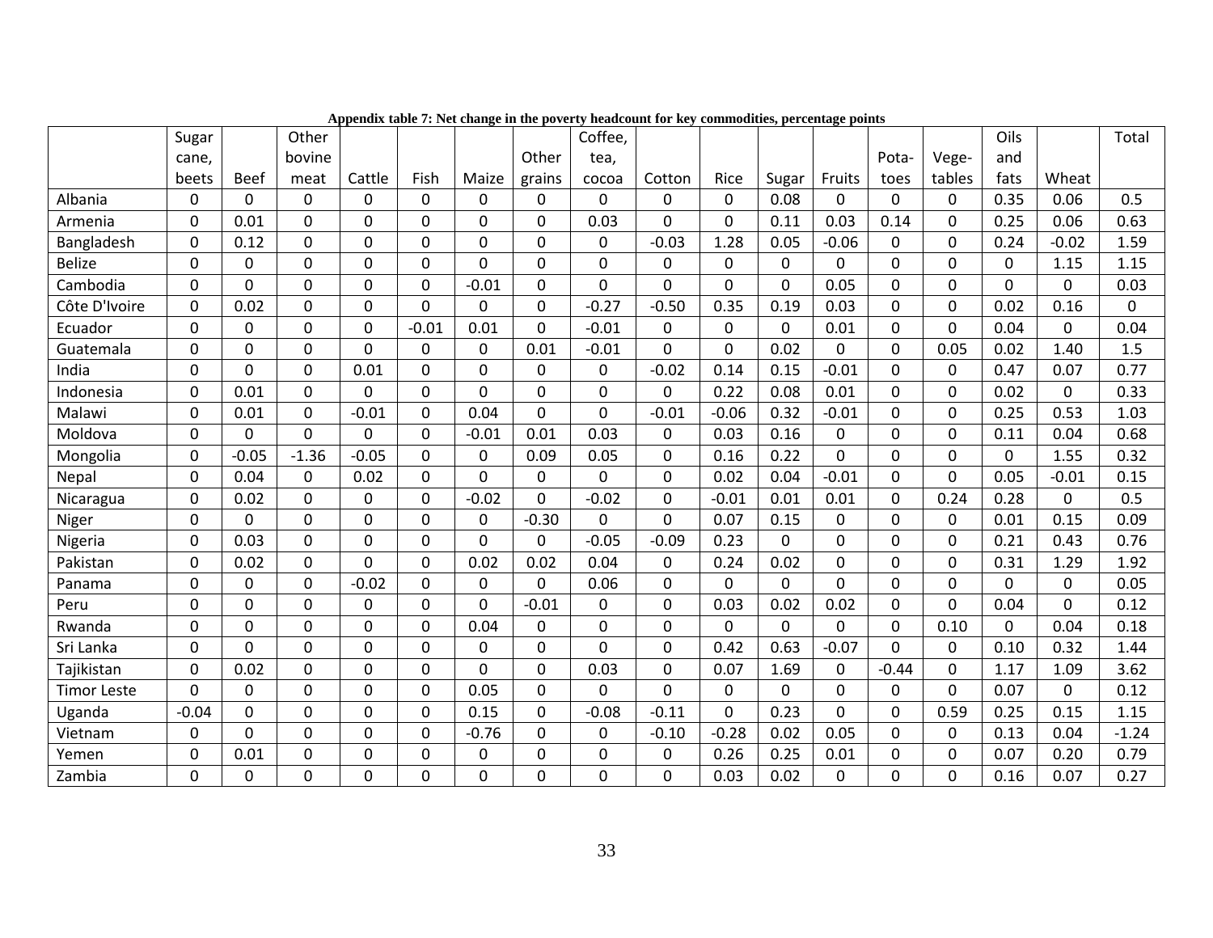**Appendix table 7: Net change in the poverty headcount for key commodities, percentage points**

| | Sugar cane, beets | Beef | Other bovine meat | Cattle | Fish | Maize | Other grains | Coffee, tea, cocoa | Cotton | Rice | Sugar | Fruits | Pota-toes | Vege-tables | Oils and fats | Wheat | Total |
|---|---|---|---|---|---|---|---|---|---|---|---|---|---|---|---|---|---|
| Albania | 0 | 0 | 0 | 0 | 0 | 0 | 0 | 0 | 0 | 0 | 0.08 | 0 | 0 | 0 | 0.35 | 0.06 | 0.5 |
| Armenia | 0 | 0.01 | 0 | 0 | 0 | 0 | 0 | 0.03 | 0 | 0 | 0.11 | 0.03 | 0.14 | 0 | 0.25 | 0.06 | 0.63 |
| Bangladesh | 0 | 0.12 | 0 | 0 | 0 | 0 | 0 | 0 | -0.03 | 1.28 | 0.05 | -0.06 | 0 | 0 | 0.24 | -0.02 | 1.59 |
| Belize | 0 | 0 | 0 | 0 | 0 | 0 | 0 | 0 | 0 | 0 | 0 | 0 | 0 | 0 | 0 | 1.15 | 1.15 |
| Cambodia | 0 | 0 | 0 | 0 | 0 | -0.01 | 0 | 0 | 0 | 0 | 0 | 0.05 | 0 | 0 | 0 | 0 | 0.03 |
| Côte D'Ivoire | 0 | 0.02 | 0 | 0 | 0 | 0 | 0 | -0.27 | -0.50 | 0.35 | 0.19 | 0.03 | 0 | 0 | 0.02 | 0.16 | 0 |
| Ecuador | 0 | 0 | 0 | 0 | -0.01 | 0.01 | 0 | -0.01 | 0 | 0 | 0 | 0.01 | 0 | 0 | 0.04 | 0 | 0.04 |
| Guatemala | 0 | 0 | 0 | 0 | 0 | 0 | 0.01 | -0.01 | 0 | 0 | 0.02 | 0 | 0 | 0.05 | 0.02 | 1.40 | 1.5 |
| India | 0 | 0 | 0 | 0.01 | 0 | 0 | 0 | 0 | -0.02 | 0.14 | 0.15 | -0.01 | 0 | 0 | 0.47 | 0.07 | 0.77 |
| Indonesia | 0 | 0.01 | 0 | 0 | 0 | 0 | 0 | 0 | 0 | 0.22 | 0.08 | 0.01 | 0 | 0 | 0.02 | 0 | 0.33 |
| Malawi | 0 | 0.01 | 0 | -0.01 | 0 | 0.04 | 0 | 0 | -0.01 | -0.06 | 0.32 | -0.01 | 0 | 0 | 0.25 | 0.53 | 1.03 |
| Moldova | 0 | 0 | 0 | 0 | 0 | -0.01 | 0.01 | 0.03 | 0 | 0.03 | 0.16 | 0 | 0 | 0 | 0.11 | 0.04 | 0.68 |
| Mongolia | 0 | -0.05 | -1.36 | -0.05 | 0 | 0 | 0.09 | 0.05 | 0 | 0.16 | 0.22 | 0 | 0 | 0 | 0 | 1.55 | 0.32 |
| Nepal | 0 | 0.04 | 0 | 0.02 | 0 | 0 | 0 | 0 | 0 | 0.02 | 0.04 | -0.01 | 0 | 0 | 0.05 | -0.01 | 0.15 |
| Nicaragua | 0 | 0.02 | 0 | 0 | 0 | -0.02 | 0 | -0.02 | 0 | -0.01 | 0.01 | 0.01 | 0 | 0.24 | 0.28 | 0 | 0.5 |
| Niger | 0 | 0 | 0 | 0 | 0 | 0 | -0.30 | 0 | 0 | 0.07 | 0.15 | 0 | 0 | 0 | 0.01 | 0.15 | 0.09 |
| Nigeria | 0 | 0.03 | 0 | 0 | 0 | 0 | 0 | -0.05 | -0.09 | 0.23 | 0 | 0 | 0 | 0 | 0.21 | 0.43 | 0.76 |
| Pakistan | 0 | 0.02 | 0 | 0 | 0 | 0.02 | 0.02 | 0.04 | 0 | 0.24 | 0.02 | 0 | 0 | 0 | 0.31 | 1.29 | 1.92 |
| Panama | 0 | 0 | 0 | -0.02 | 0 | 0 | 0 | 0.06 | 0 | 0 | 0 | 0 | 0 | 0 | 0 | 0 | 0.05 |
| Peru | 0 | 0 | 0 | 0 | 0 | 0 | -0.01 | 0 | 0 | 0.03 | 0.02 | 0.02 | 0 | 0 | 0.04 | 0 | 0.12 |
| Rwanda | 0 | 0 | 0 | 0 | 0 | 0.04 | 0 | 0 | 0 | 0 | 0 | 0 | 0 | 0.10 | 0 | 0.04 | 0.18 |
| Sri Lanka | 0 | 0 | 0 | 0 | 0 | 0 | 0 | 0 | 0 | 0.42 | 0.63 | -0.07 | 0 | 0 | 0.10 | 0.32 | 1.44 |
| Tajikistan | 0 | 0.02 | 0 | 0 | 0 | 0 | 0 | 0.03 | 0 | 0.07 | 1.69 | 0 | -0.44 | 0 | 1.17 | 1.09 | 3.62 |
| Timor Leste | 0 | 0 | 0 | 0 | 0 | 0.05 | 0 | 0 | 0 | 0 | 0 | 0 | 0 | 0 | 0.07 | 0 | 0.12 |
| Uganda | -0.04 | 0 | 0 | 0 | 0 | 0.15 | 0 | -0.08 | -0.11 | 0 | 0.23 | 0 | 0 | 0.59 | 0.25 | 0.15 | 1.15 |
| Vietnam | 0 | 0 | 0 | 0 | 0 | -0.76 | 0 | 0 | -0.10 | -0.28 | 0.02 | 0.05 | 0 | 0 | 0.13 | 0.04 | -1.24 |
| Yemen | 0 | 0.01 | 0 | 0 | 0 | 0 | 0 | 0 | 0 | 0.26 | 0.25 | 0.01 | 0 | 0 | 0.07 | 0.20 | 0.79 |
| Zambia | 0 | 0 | 0 | 0 | 0 | 0 | 0 | 0 | 0 | 0.03 | 0.02 | 0 | 0 | 0 | 0.16 | 0.07 | 0.27 |